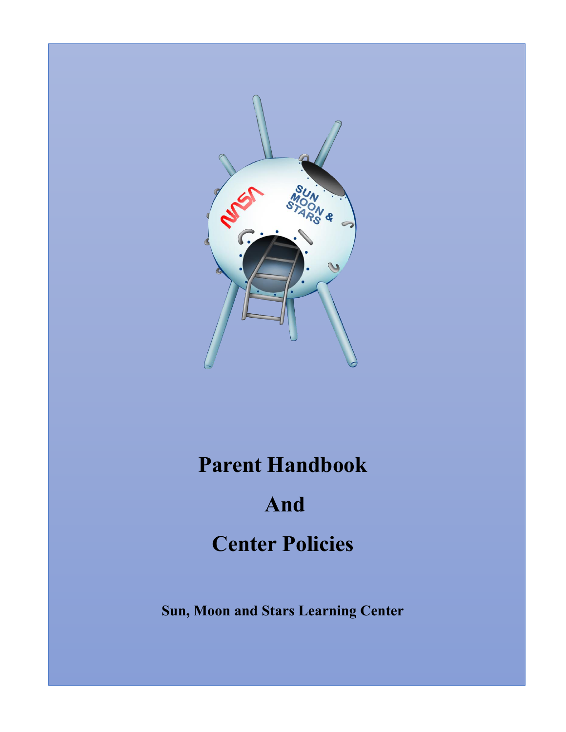# Parent Handbook

# And

# Center Policies

**Sun, Moon and Stars Learning Center**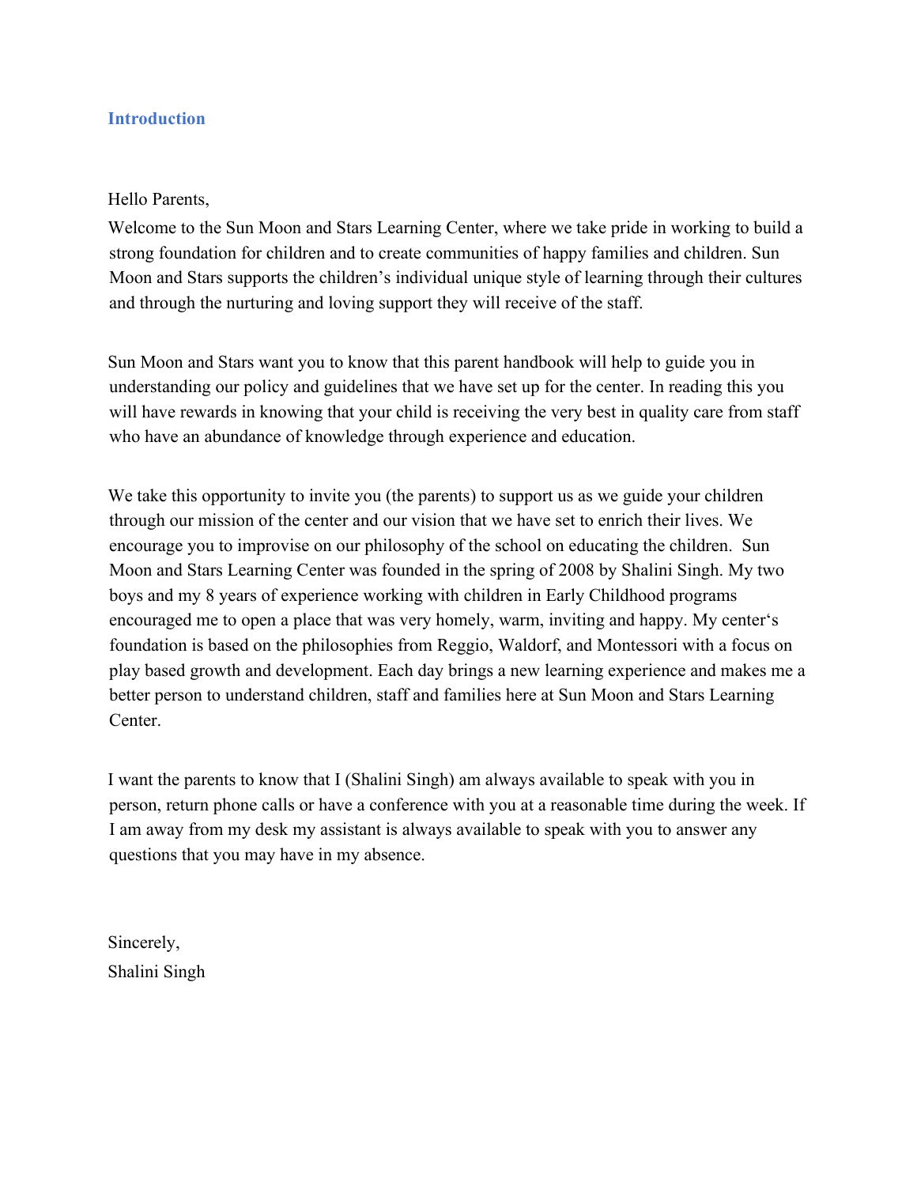## Introduction

Hello Parents,

Welcome to the Sun Moon and Stars Learning Center, where we take pride in working to build a strong foundation for children and to create communities of happy families and children. Sun Moon and Stars supports the children's individual unique style of learning through their cultures and through the nurturing and loving support they will receive of the staff.

Sun Moon and Stars want you to know that this parent handbook will help to guide you in understanding our policy and guidelines that we have set up for the center. In reading this you will have rewards in knowing that your child is receiving the very best in quality care from staff who have an abundance of knowledge through experience and education.

We take this opportunity to invite you (the parents) to support us as we guide your children through our mission of the center and our vision that we have set to enrich their lives. We encourage you to improvise on our philosophy of the school on educating the children. Sun Moon and Stars Learning Center was founded in the spring of 2008 by Shalini Singh. My two boys and my 8 years of experience working with children in Early Childhood programs encouraged me to open a place that was very homely, warm, inviting and happy. My center's foundation is based on the philosophies from Reggio, Waldorf, and Montessori with a focus on play based growth and development. Each day brings a new learning experience and makes me a better person to understand children, staff and families here at Sun Moon and Stars Learning Center.

I want the parents to know that I (Shalini Singh) am always available to speak with you in person, return phone calls or have a conference with you at a reasonable time during the week. If I am away from my desk my assistant is always available to speak with you to answer any questions that you may have in my absence.

Sincerely,
Shalini Singh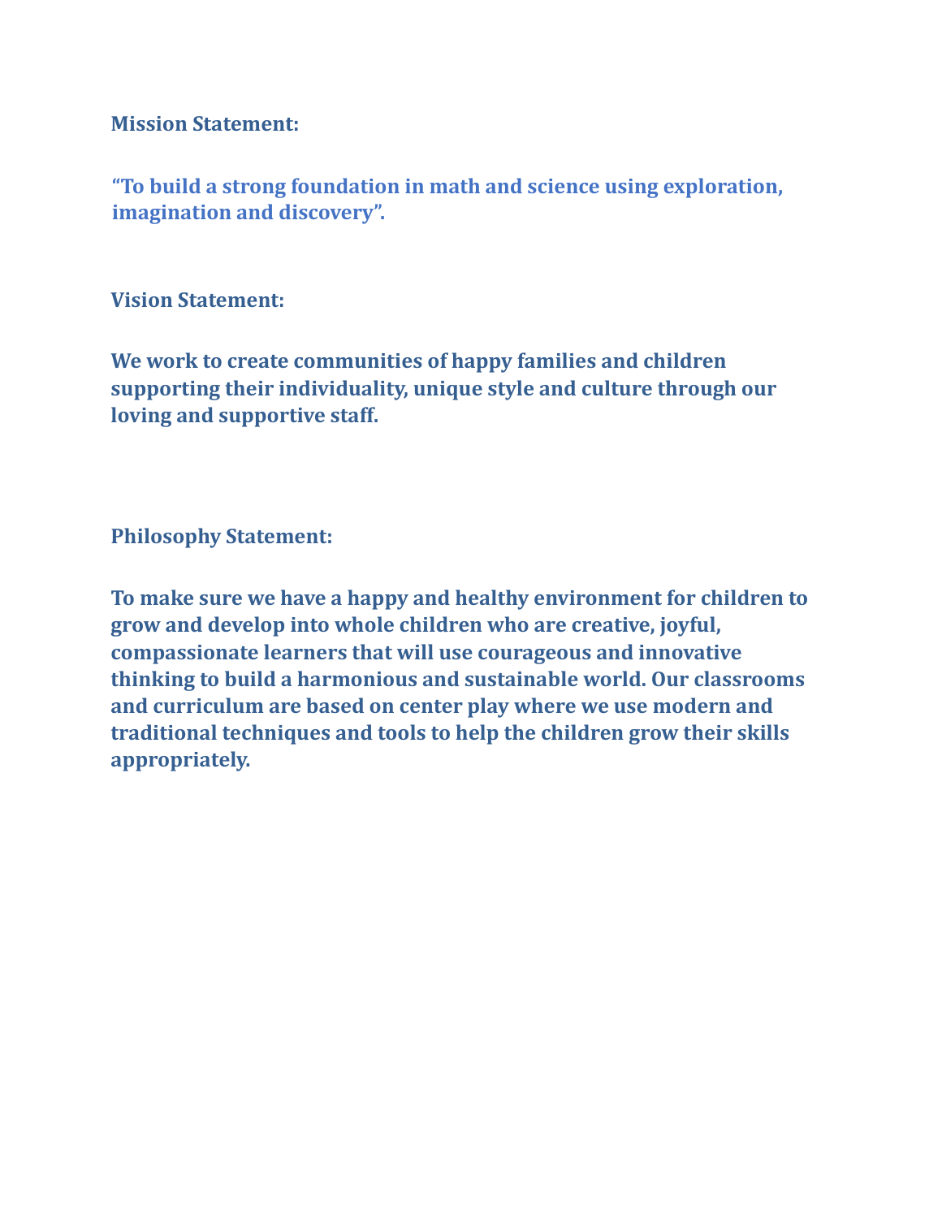**Mission Statement:**

**“To build a strong foundation in math and science using exploration, imagination and discovery”.**

**Vision Statement:**

**We work to create communities of happy families and children supporting their individuality, unique style and culture through our loving and supportive staff.**

**Philosophy Statement:**

**To make sure we have a happy and healthy environment for children to grow and develop into whole children who are creative, joyful, compassionate learners that will use courageous and innovative thinking to build a harmonious and sustainable world. Our classrooms and curriculum are based on center play where we use modern and traditional techniques and tools to help the children grow their skills appropriately.**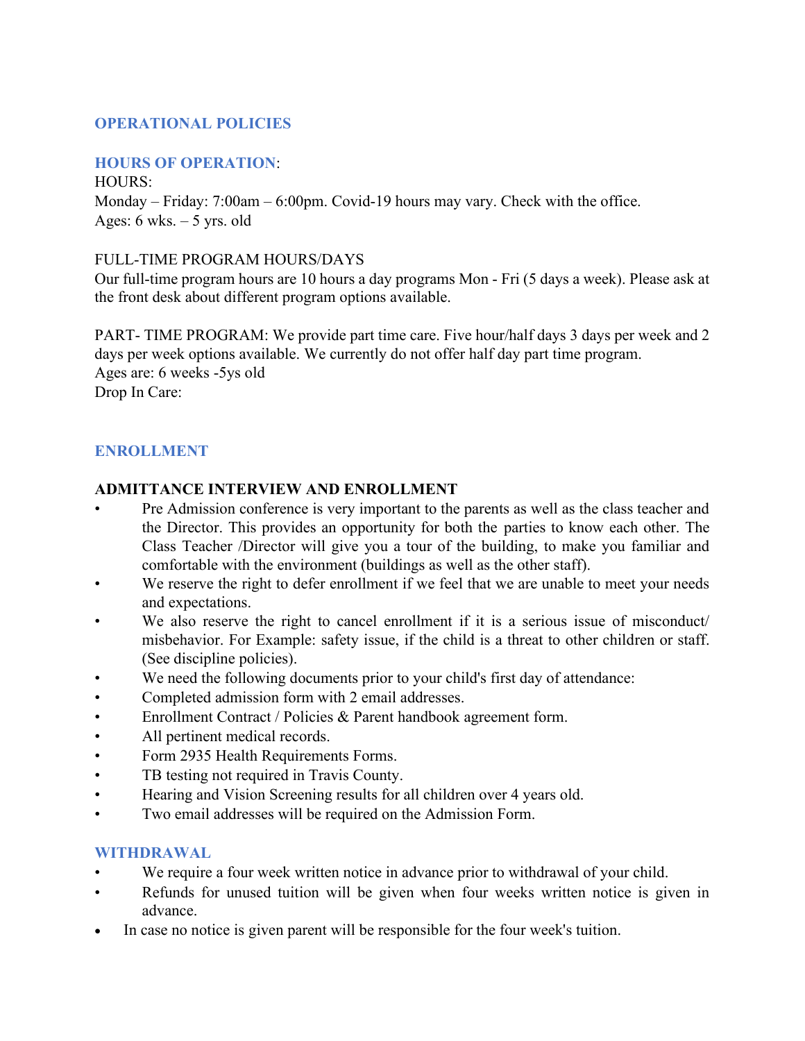## OPERATIONAL POLICIES

### HOURS OF OPERATION:

HOURS:
Monday – Friday: 7:00am – 6:00pm. Covid-19 hours may vary. Check with the office.
Ages: 6 wks. – 5 yrs. old

FULL-TIME PROGRAM HOURS/DAYS
Our full-time program hours are 10 hours a day programs Mon - Fri (5 days a week). Please ask at the front desk about different program options available.

PART- TIME PROGRAM: We provide part time care. Five hour/half days 3 days per week and 2 days per week options available. We currently do not offer half day part time program.
Ages are: 6 weeks -5ys old
Drop In Care:

## ENROLLMENT

### ADMITTANCE INTERVIEW AND ENROLLMENT

- Pre Admission conference is very important to the parents as well as the class teacher and the Director. This provides an opportunity for both the parties to know each other. The Class Teacher /Director will give you a tour of the building, to make you familiar and comfortable with the environment (buildings as well as the other staff).
- We reserve the right to defer enrollment if we feel that we are unable to meet your needs and expectations.
- We also reserve the right to cancel enrollment if it is a serious issue of misconduct/ misbehavior. For Example: safety issue, if the child is a threat to other children or staff. (See discipline policies).
- We need the following documents prior to your child's first day of attendance:
- Completed admission form with 2 email addresses.
- Enrollment Contract / Policies & Parent handbook agreement form.
- All pertinent medical records.
- Form 2935 Health Requirements Forms.
- TB testing not required in Travis County.
- Hearing and Vision Screening results for all children over 4 years old.
- Two email addresses will be required on the Admission Form.

## WITHDRAWAL

- We require a four week written notice in advance prior to withdrawal of your child.
- Refunds for unused tuition will be given when four weeks written notice is given in advance.
- In case no notice is given parent will be responsible for the four week's tuition.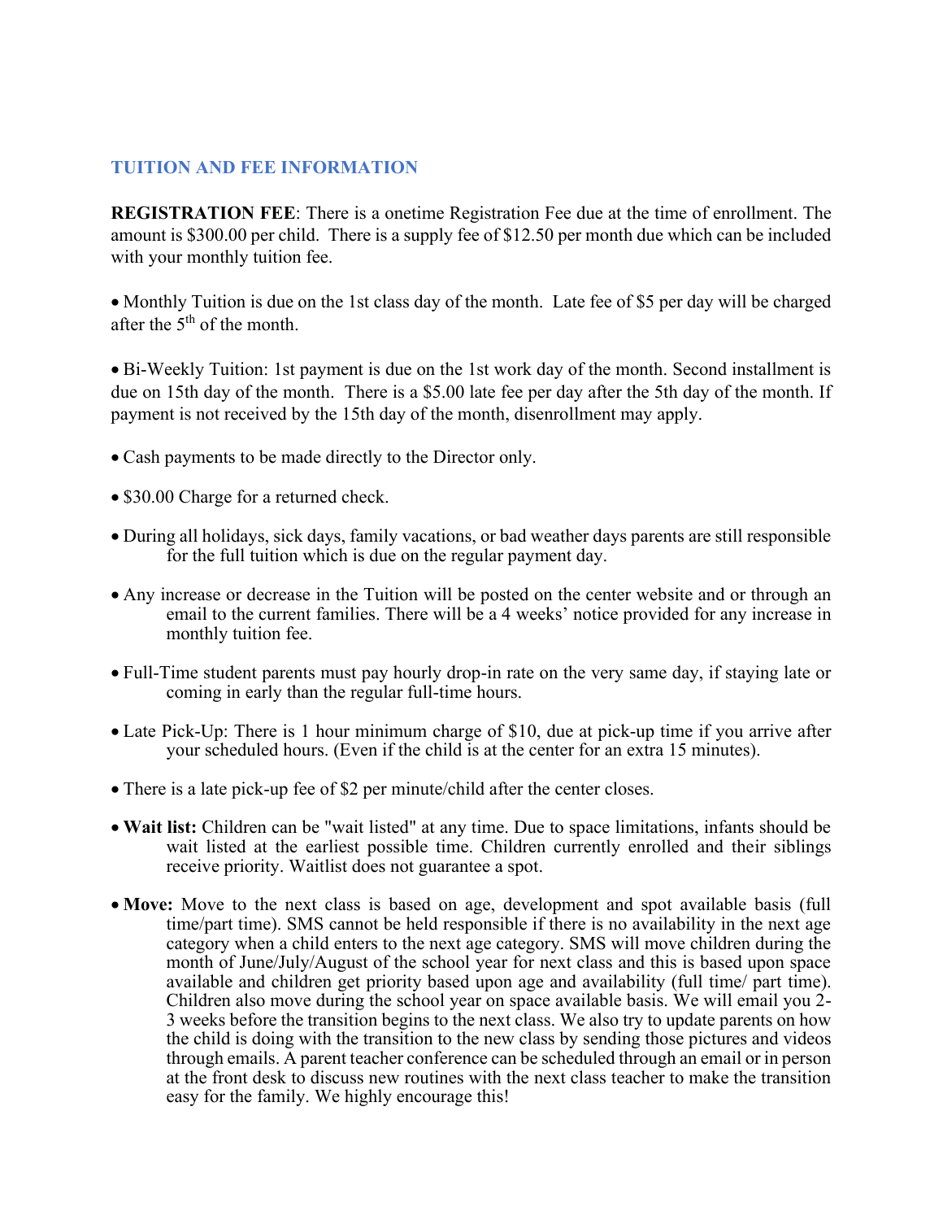## TUITION AND FEE INFORMATION

**REGISTRATION FEE**: There is a onetime Registration Fee due at the time of enrollment. The amount is $300.00 per child. There is a supply fee of $12.50 per month due which can be included with your monthly tuition fee.

- Monthly Tuition is due on the 1st class day of the month. Late fee of $5 per day will be charged after the 5th of the month.

- Bi-Weekly Tuition: 1st payment is due on the 1st work day of the month. Second installment is due on 15th day of the month. There is a $5.00 late fee per day after the 5th day of the month. If payment is not received by the 15th day of the month, disenrollment may apply.

- Cash payments to be made directly to the Director only.

- $30.00 Charge for a returned check.

- During all holidays, sick days, family vacations, or bad weather days parents are still responsible for the full tuition which is due on the regular payment day.

- Any increase or decrease in the Tuition will be posted on the center website and or through an email to the current families. There will be a 4 weeks' notice provided for any increase in monthly tuition fee.

- Full-Time student parents must pay hourly drop-in rate on the very same day, if staying late or coming in early than the regular full-time hours.

- Late Pick-Up: There is 1 hour minimum charge of $10, due at pick-up time if you arrive after your scheduled hours. (Even if the child is at the center for an extra 15 minutes).

- There is a late pick-up fee of $2 per minute/child after the center closes.

- **Wait list:** Children can be "wait listed" at any time. Due to space limitations, infants should be wait listed at the earliest possible time. Children currently enrolled and their siblings receive priority. Waitlist does not guarantee a spot.

- **Move:** Move to the next class is based on age, development and spot available basis (full time/part time). SMS cannot be held responsible if there is no availability in the next age category when a child enters to the next age category. SMS will move children during the month of June/July/August of the school year for next class and this is based upon space available and children get priority based upon age and availability (full time/ part time). Children also move during the school year on space available basis. We will email you 2-3 weeks before the transition begins to the next class. We also try to update parents on how the child is doing with the transition to the new class by sending those pictures and videos through emails. A parent teacher conference can be scheduled through an email or in person at the front desk to discuss new routines with the next class teacher to make the transition easy for the family. We highly encourage this!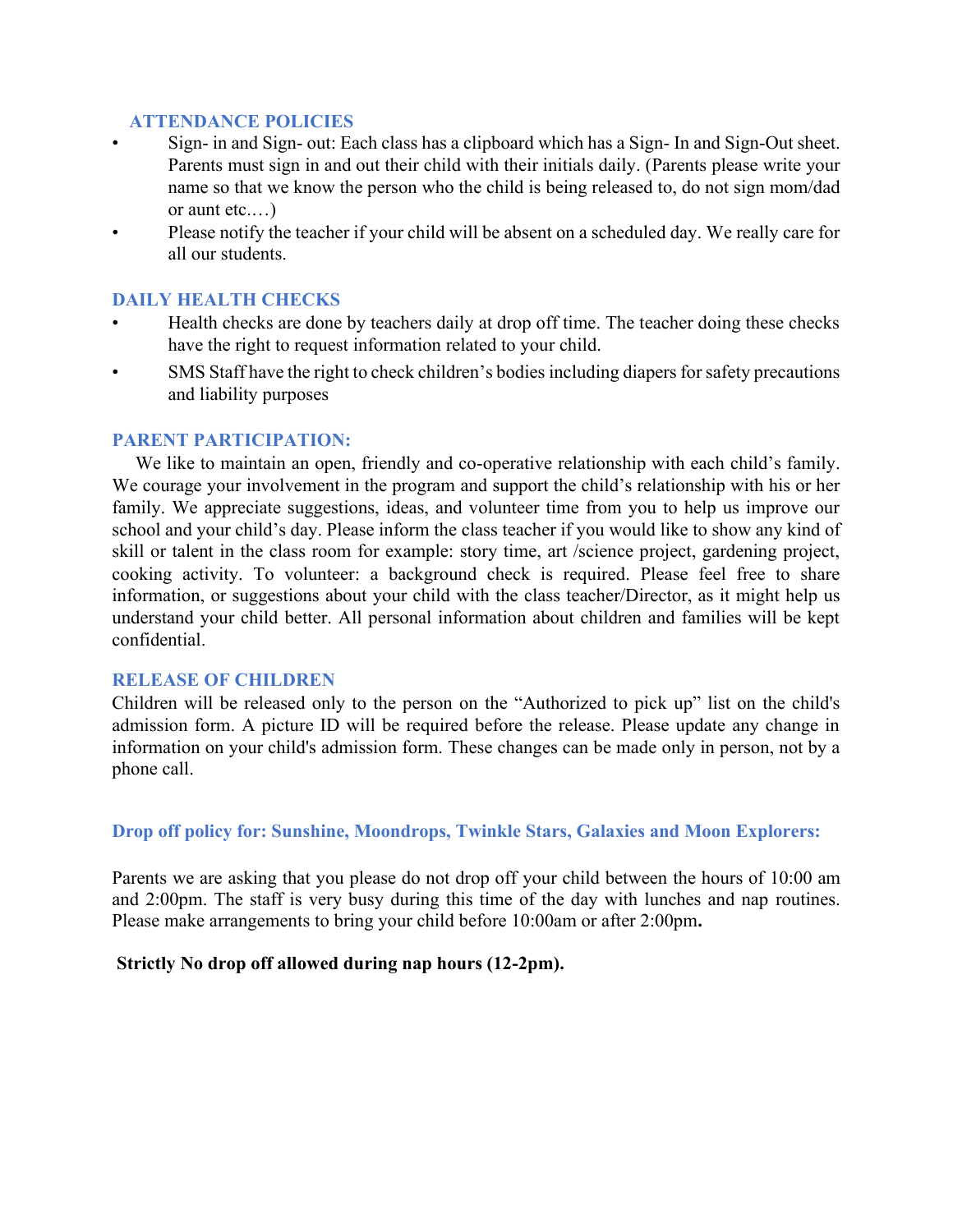## ATTENDANCE POLICIES

- Sign- in and Sign- out: Each class has a clipboard which has a Sign- In and Sign-Out sheet. Parents must sign in and out their child with their initials daily. (Parents please write your name so that we know the person who the child is being released to, do not sign mom/dad or aunt etc.…)
- Please notify the teacher if your child will be absent on a scheduled day. We really care for all our students.

## DAILY HEALTH CHECKS

- Health checks are done by teachers daily at drop off time. The teacher doing these checks have the right to request information related to your child.
- SMS Staff have the right to check children's bodies including diapers for safety precautions and liability purposes

## PARENT PARTICIPATION:

We like to maintain an open, friendly and co-operative relationship with each child's family. We courage your involvement in the program and support the child's relationship with his or her family. We appreciate suggestions, ideas, and volunteer time from you to help us improve our school and your child's day. Please inform the class teacher if you would like to show any kind of skill or talent in the class room for example: story time, art /science project, gardening project, cooking activity. To volunteer: a background check is required. Please feel free to share information, or suggestions about your child with the class teacher/Director, as it might help us understand your child better. All personal information about children and families will be kept confidential.

## RELEASE OF CHILDREN

Children will be released only to the person on the "Authorized to pick up" list on the child's admission form. A picture ID will be required before the release. Please update any change in information on your child's admission form. These changes can be made only in person, not by a phone call.

## Drop off policy for: Sunshine, Moondrops, Twinkle Stars, Galaxies and Moon Explorers:

Parents we are asking that you please do not drop off your child between the hours of 10:00 am and 2:00pm. The staff is very busy during this time of the day with lunches and nap routines. Please make arrangements to bring your child before 10:00am or after 2:00pm**.**

**Strictly No drop off allowed during nap hours (12-2pm).**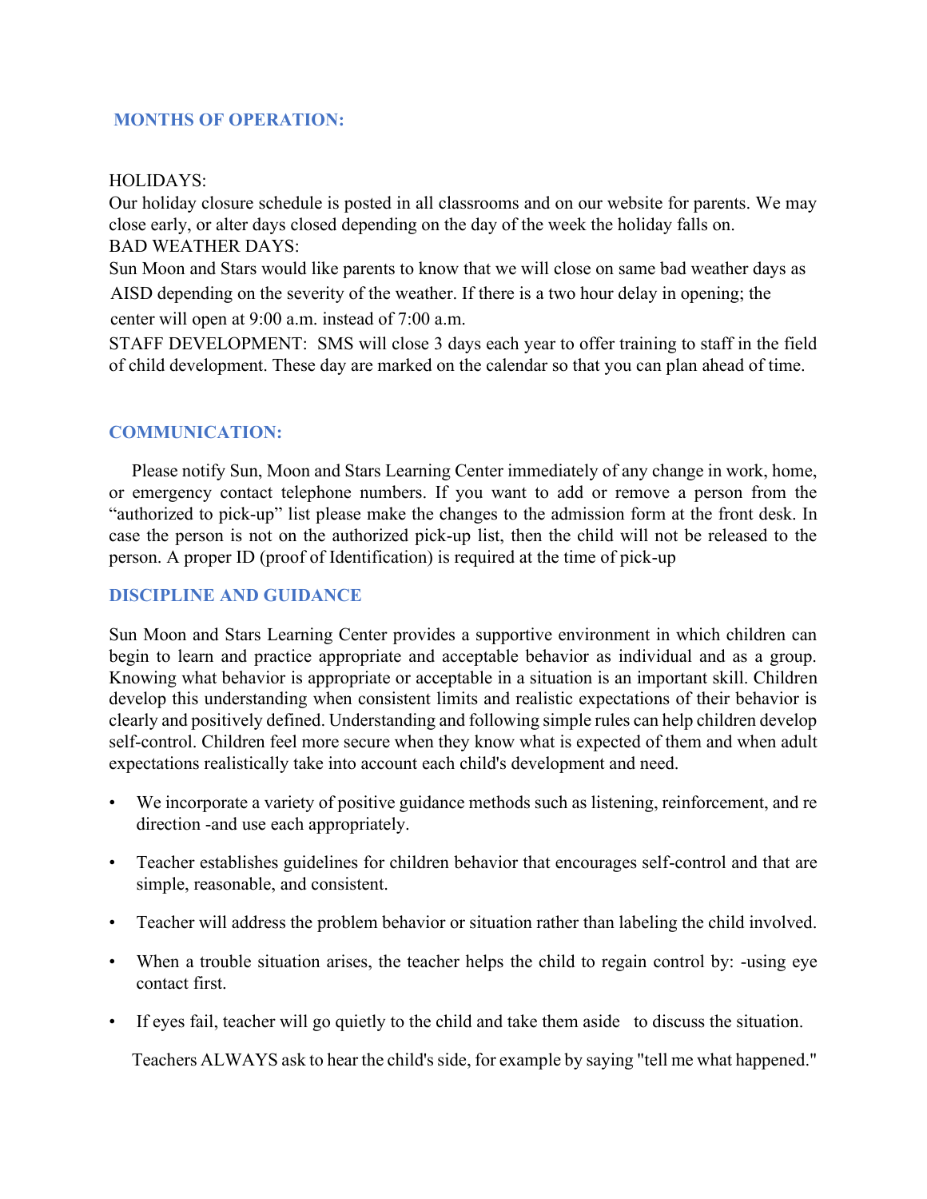## MONTHS OF OPERATION:

HOLIDAYS:
Our holiday closure schedule is posted in all classrooms and on our website for parents. We may close early, or alter days closed depending on the day of the week the holiday falls on.
BAD WEATHER DAYS:
Sun Moon and Stars would like parents to know that we will close on same bad weather days as AISD depending on the severity of the weather. If there is a two hour delay in opening; the center will open at 9:00 a.m. instead of 7:00 a.m.
STAFF DEVELOPMENT: SMS will close 3 days each year to offer training to staff in the field of child development. These day are marked on the calendar so that you can plan ahead of time.

## COMMUNICATION:

Please notify Sun, Moon and Stars Learning Center immediately of any change in work, home, or emergency contact telephone numbers. If you want to add or remove a person from the "authorized to pick-up" list please make the changes to the admission form at the front desk. In case the person is not on the authorized pick-up list, then the child will not be released to the person. A proper ID (proof of Identification) is required at the time of pick-up

## DISCIPLINE AND GUIDANCE

Sun Moon and Stars Learning Center provides a supportive environment in which children can begin to learn and practice appropriate and acceptable behavior as individual and as a group. Knowing what behavior is appropriate or acceptable in a situation is an important skill. Children develop this understanding when consistent limits and realistic expectations of their behavior is clearly and positively defined. Understanding and following simple rules can help children develop self-control. Children feel more secure when they know what is expected of them and when adult expectations realistically take into account each child's development and need.

- We incorporate a variety of positive guidance methods such as listening, reinforcement, and re direction -and use each appropriately.
- Teacher establishes guidelines for children behavior that encourages self-control and that are simple, reasonable, and consistent.
- Teacher will address the problem behavior or situation rather than labeling the child involved.
- When a trouble situation arises, the teacher helps the child to regain control by: -using eye contact first.
- If eyes fail, teacher will go quietly to the child and take them aside to discuss the situation.

Teachers ALWAYS ask to hear the child's side, for example by saying "tell me what happened."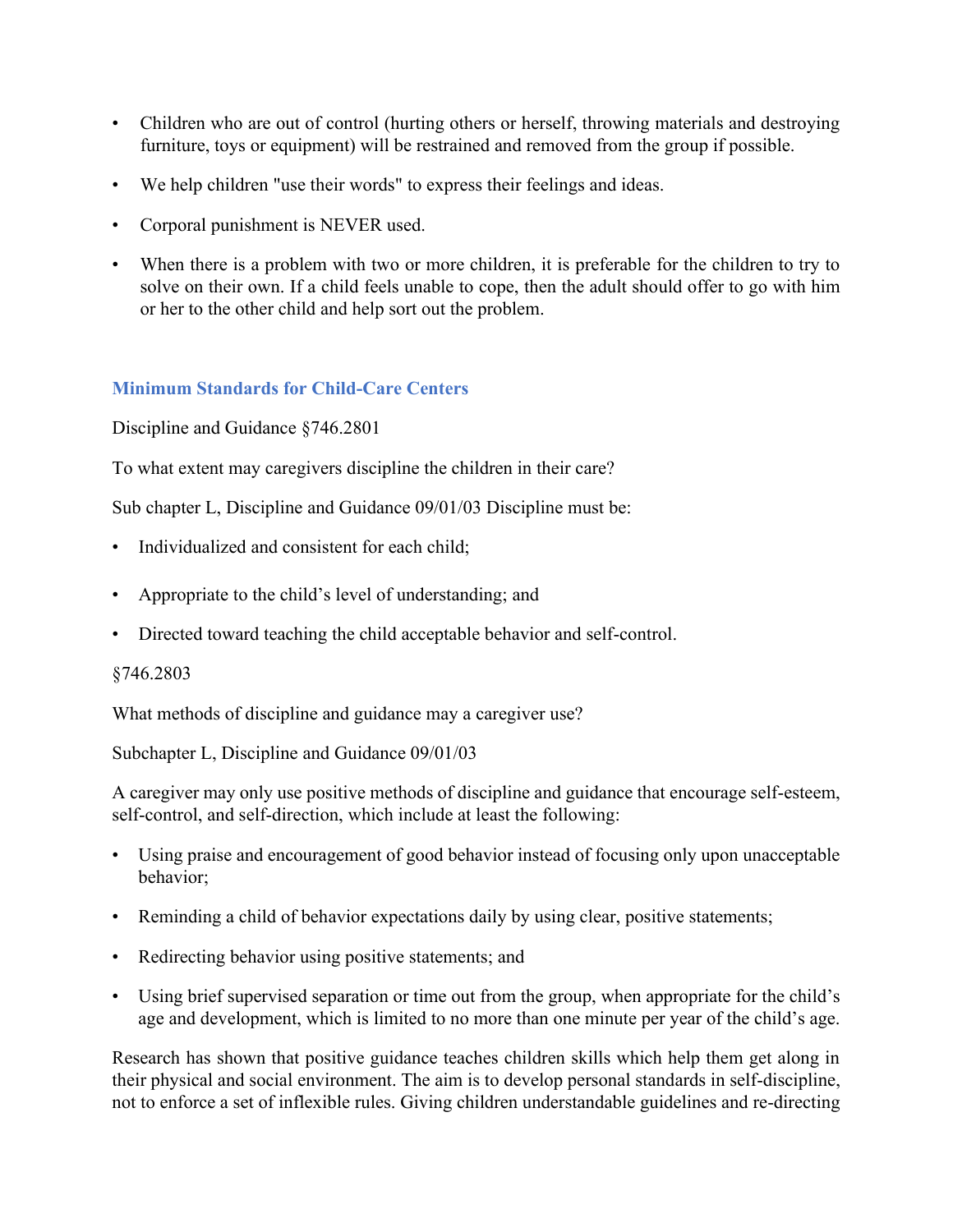- Children who are out of control (hurting others or herself, throwing materials and destroying furniture, toys or equipment) will be restrained and removed from the group if possible.
- We help children "use their words" to express their feelings and ideas.
- Corporal punishment is NEVER used.
- When there is a problem with two or more children, it is preferable for the children to try to solve on their own. If a child feels unable to cope, then the adult should offer to go with him or her to the other child and help sort out the problem.

## Minimum Standards for Child-Care Centers

Discipline and Guidance §746.2801

To what extent may caregivers discipline the children in their care?

Sub chapter L, Discipline and Guidance 09/01/03 Discipline must be:

- Individualized and consistent for each child;
- Appropriate to the child's level of understanding; and
- Directed toward teaching the child acceptable behavior and self-control.

§746.2803

What methods of discipline and guidance may a caregiver use?

Subchapter L, Discipline and Guidance 09/01/03

A caregiver may only use positive methods of discipline and guidance that encourage self-esteem, self-control, and self-direction, which include at least the following:

- Using praise and encouragement of good behavior instead of focusing only upon unacceptable behavior;
- Reminding a child of behavior expectations daily by using clear, positive statements;
- Redirecting behavior using positive statements; and
- Using brief supervised separation or time out from the group, when appropriate for the child's age and development, which is limited to no more than one minute per year of the child's age.

Research has shown that positive guidance teaches children skills which help them get along in their physical and social environment. The aim is to develop personal standards in self-discipline, not to enforce a set of inflexible rules. Giving children understandable guidelines and re-directing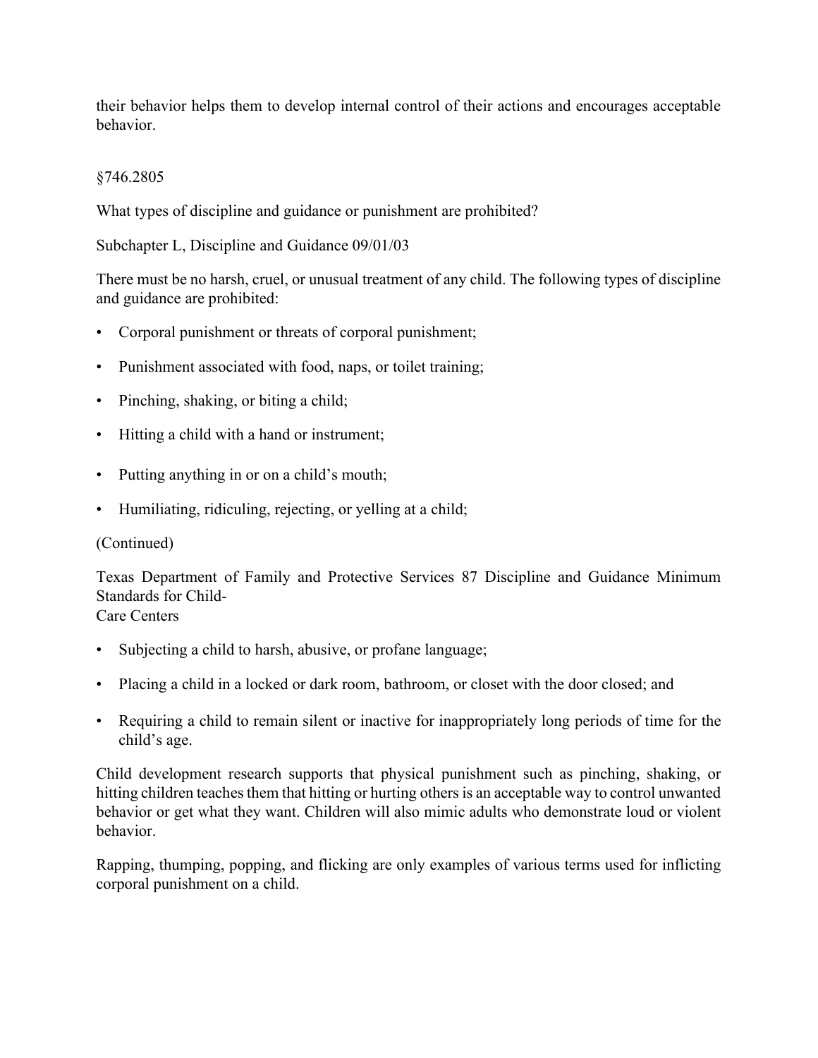their behavior helps them to develop internal control of their actions and encourages acceptable behavior.

§746.2805

What types of discipline and guidance or punishment are prohibited?

Subchapter L, Discipline and Guidance 09/01/03

There must be no harsh, cruel, or unusual treatment of any child. The following types of discipline and guidance are prohibited:

- Corporal punishment or threats of corporal punishment;
- Punishment associated with food, naps, or toilet training;
- Pinching, shaking, or biting a child;
- Hitting a child with a hand or instrument;
- Putting anything in or on a child's mouth;
- Humiliating, ridiculing, rejecting, or yelling at a child;

(Continued)

- Subjecting a child to harsh, abusive, or profane language;
- Placing a child in a locked or dark room, bathroom, or closet with the door closed; and
- Requiring a child to remain silent or inactive for inappropriately long periods of time for the child's age.

Child development research supports that physical punishment such as pinching, shaking, or hitting children teaches them that hitting or hurting others is an acceptable way to control unwanted behavior or get what they want. Children will also mimic adults who demonstrate loud or violent behavior.

Rapping, thumping, popping, and flicking are only examples of various terms used for inflicting corporal punishment on a child.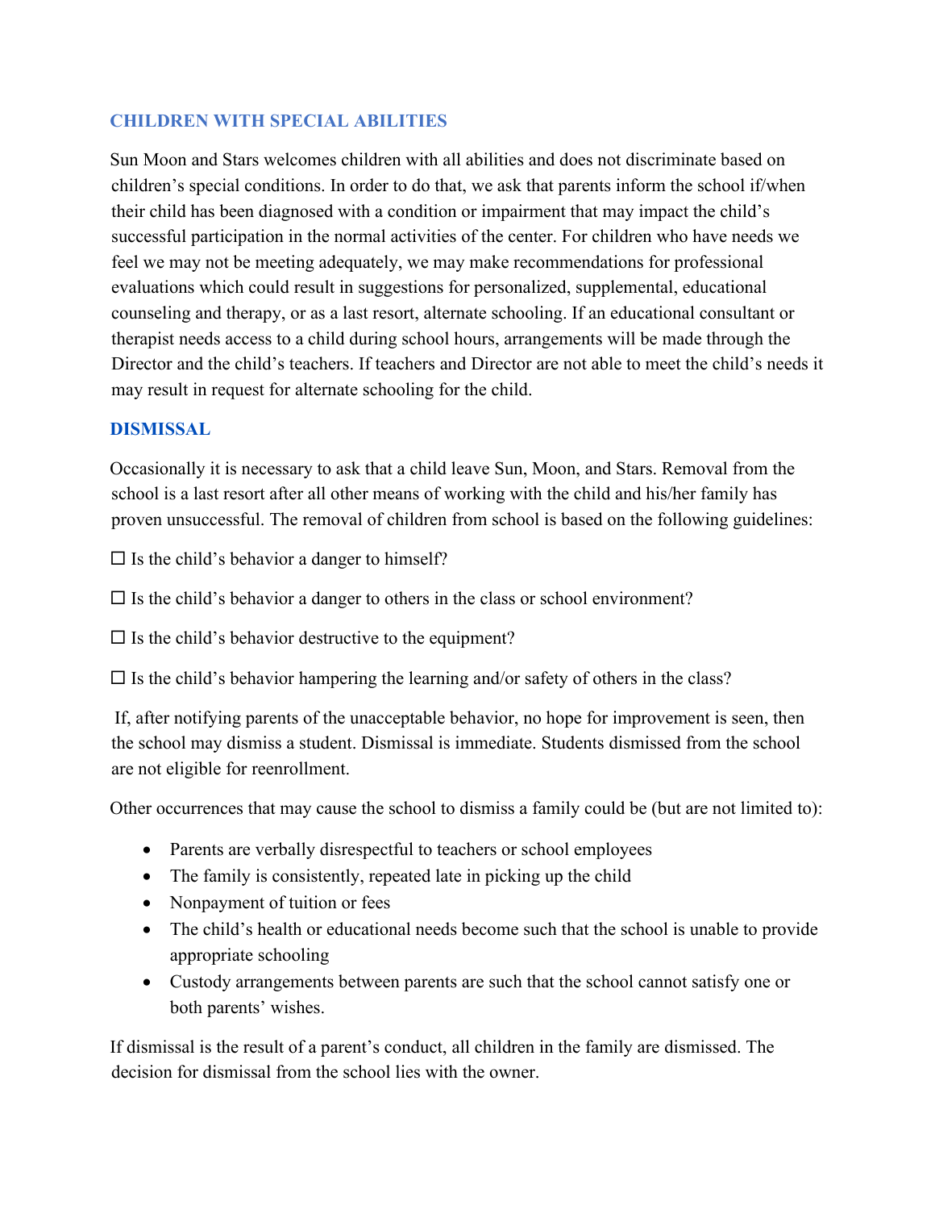## CHILDREN WITH SPECIAL ABILITIES

Sun Moon and Stars welcomes children with all abilities and does not discriminate based on children's special conditions. In order to do that, we ask that parents inform the school if/when their child has been diagnosed with a condition or impairment that may impact the child's successful participation in the normal activities of the center. For children who have needs we feel we may not be meeting adequately, we may make recommendations for professional evaluations which could result in suggestions for personalized, supplemental, educational counseling and therapy, or as a last resort, alternate schooling. If an educational consultant or therapist needs access to a child during school hours, arrangements will be made through the Director and the child's teachers. If teachers and Director are not able to meet the child's needs it may result in request for alternate schooling for the child.

## DISMISSAL

Occasionally it is necessary to ask that a child leave Sun, Moon, and Stars. Removal from the school is a last resort after all other means of working with the child and his/her family has proven unsuccessful. The removal of children from school is based on the following guidelines:

☐ Is the child's behavior a danger to himself?

☐ Is the child's behavior a danger to others in the class or school environment?

☐ Is the child's behavior destructive to the equipment?

☐ Is the child's behavior hampering the learning and/or safety of others in the class?

If, after notifying parents of the unacceptable behavior, no hope for improvement is seen, then the school may dismiss a student. Dismissal is immediate. Students dismissed from the school are not eligible for reenrollment.

Other occurrences that may cause the school to dismiss a family could be (but are not limited to):

- Parents are verbally disrespectful to teachers or school employees
- The family is consistently, repeated late in picking up the child
- Nonpayment of tuition or fees
- The child's health or educational needs become such that the school is unable to provide appropriate schooling
- Custody arrangements between parents are such that the school cannot satisfy one or both parents' wishes.

If dismissal is the result of a parent's conduct, all children in the family are dismissed. The decision for dismissal from the school lies with the owner.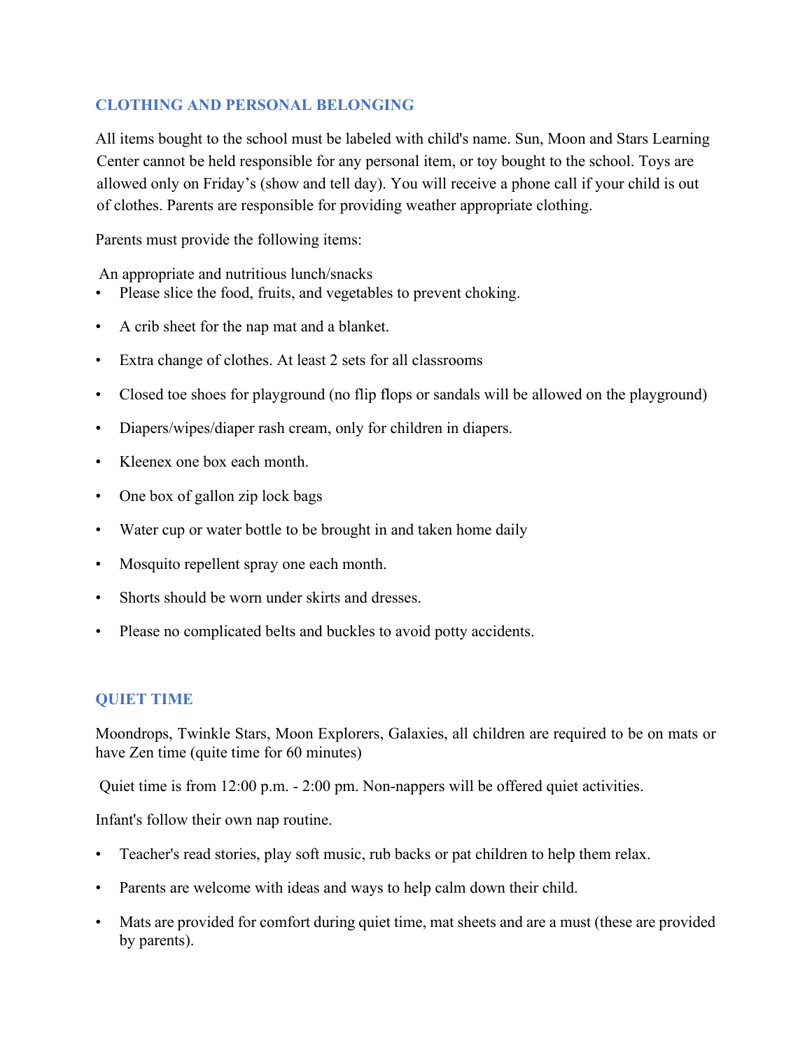## CLOTHING AND PERSONAL BELONGING

All items bought to the school must be labeled with child's name. Sun, Moon and Stars Learning Center cannot be held responsible for any personal item, or toy bought to the school. Toys are allowed only on Friday's (show and tell day). You will receive a phone call if your child is out of clothes. Parents are responsible for providing weather appropriate clothing.

Parents must provide the following items:

An appropriate and nutritious lunch/snacks

- Please slice the food, fruits, and vegetables to prevent choking.
- A crib sheet for the nap mat and a blanket.
- Extra change of clothes. At least 2 sets for all classrooms
- Closed toe shoes for playground (no flip flops or sandals will be allowed on the playground)
- Diapers/wipes/diaper rash cream, only for children in diapers.
- Kleenex one box each month.
- One box of gallon zip lock bags
- Water cup or water bottle to be brought in and taken home daily
- Mosquito repellent spray one each month.
- Shorts should be worn under skirts and dresses.
- Please no complicated belts and buckles to avoid potty accidents.

## QUIET TIME

Moondrops, Twinkle Stars, Moon Explorers, Galaxies, all children are required to be on mats or have Zen time (quite time for 60 minutes)

Quiet time is from 12:00 p.m. - 2:00 pm. Non-nappers will be offered quiet activities.

Infant's follow their own nap routine.

- Teacher's read stories, play soft music, rub backs or pat children to help them relax.
- Parents are welcome with ideas and ways to help calm down their child.
- Mats are provided for comfort during quiet time, mat sheets and are a must (these are provided by parents).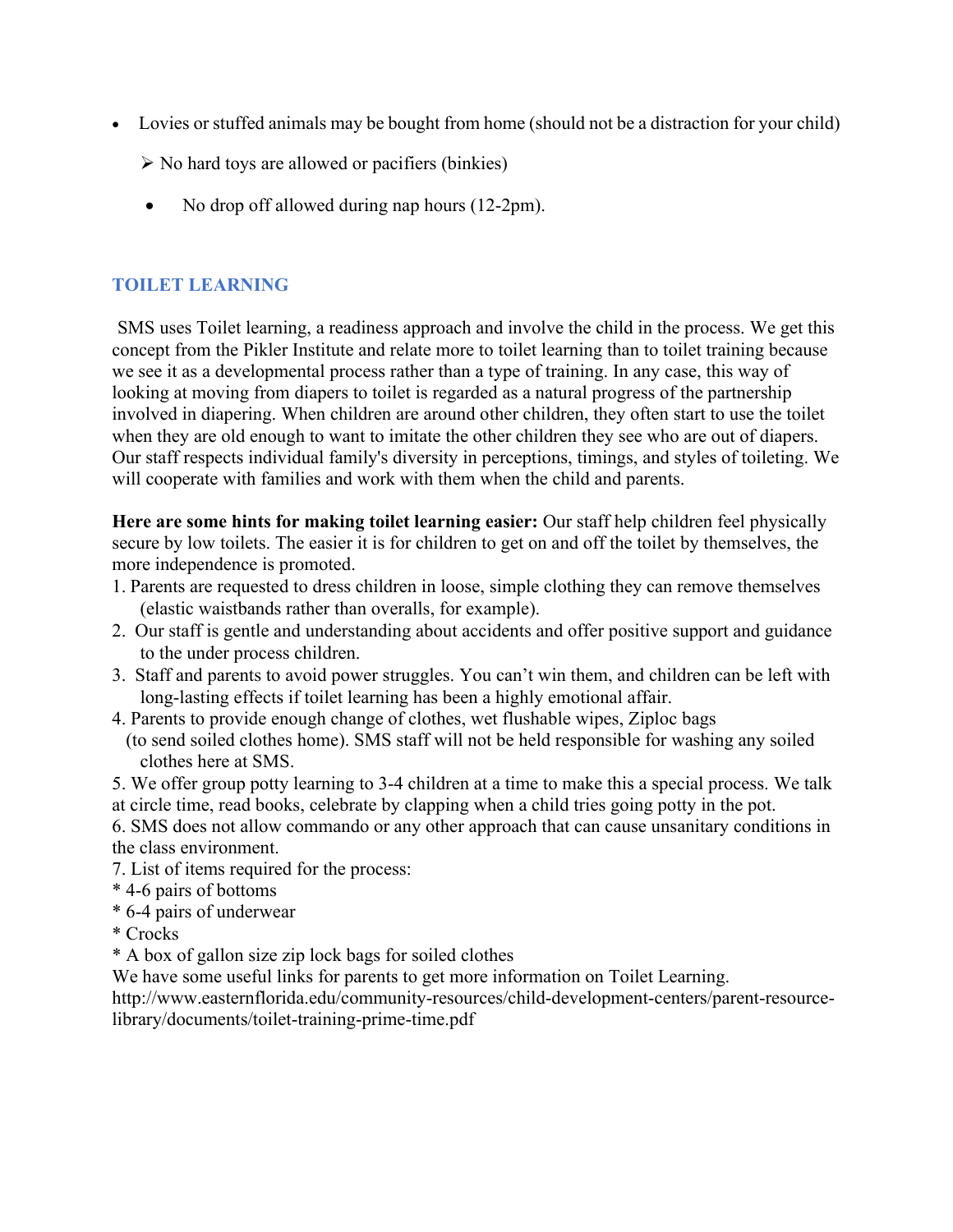- Lovies or stuffed animals may be bought from home (should not be a distraction for your child)
  - No hard toys are allowed or pacifiers (binkies)
- No drop off allowed during nap hours (12-2pm).

## TOILET LEARNING

SMS uses Toilet learning, a readiness approach and involve the child in the process. We get this concept from the Pikler Institute and relate more to toilet learning than to toilet training because we see it as a developmental process rather than a type of training. In any case, this way of looking at moving from diapers to toilet is regarded as a natural progress of the partnership involved in diapering. When children are around other children, they often start to use the toilet when they are old enough to want to imitate the other children they see who are out of diapers. Our staff respects individual family's diversity in perceptions, timings, and styles of toileting. We will cooperate with families and work with them when the child and parents.

**Here are some hints for making toilet learning easier:** Our staff help children feel physically secure by low toilets. The easier it is for children to get on and off the toilet by themselves, the more independence is promoted.

1. Parents are requested to dress children in loose, simple clothing they can remove themselves (elastic waistbands rather than overalls, for example).
2. Our staff is gentle and understanding about accidents and offer positive support and guidance to the under process children.
3. Staff and parents to avoid power struggles. You can't win them, and children can be left with long-lasting effects if toilet learning has been a highly emotional affair.
4. Parents to provide enough change of clothes, wet flushable wipes, Ziploc bags (to send soiled clothes home). SMS staff will not be held responsible for washing any soiled clothes here at SMS.
5. We offer group potty learning to 3-4 children at a time to make this a special process. We talk at circle time, read books, celebrate by clapping when a child tries going potty in the pot.
6. SMS does not allow commando or any other approach that can cause unsanitary conditions in the class environment.
7. List of items required for the process:

* 4-6 pairs of bottoms
* 6-4 pairs of underwear
* Crocks
* A box of gallon size zip lock bags for soiled clothes

We have some useful links for parents to get more information on Toilet Learning.
http://www.easternflorida.edu/community-resources/child-development-centers/parent-resource-library/documents/toilet-training-prime-time.pdf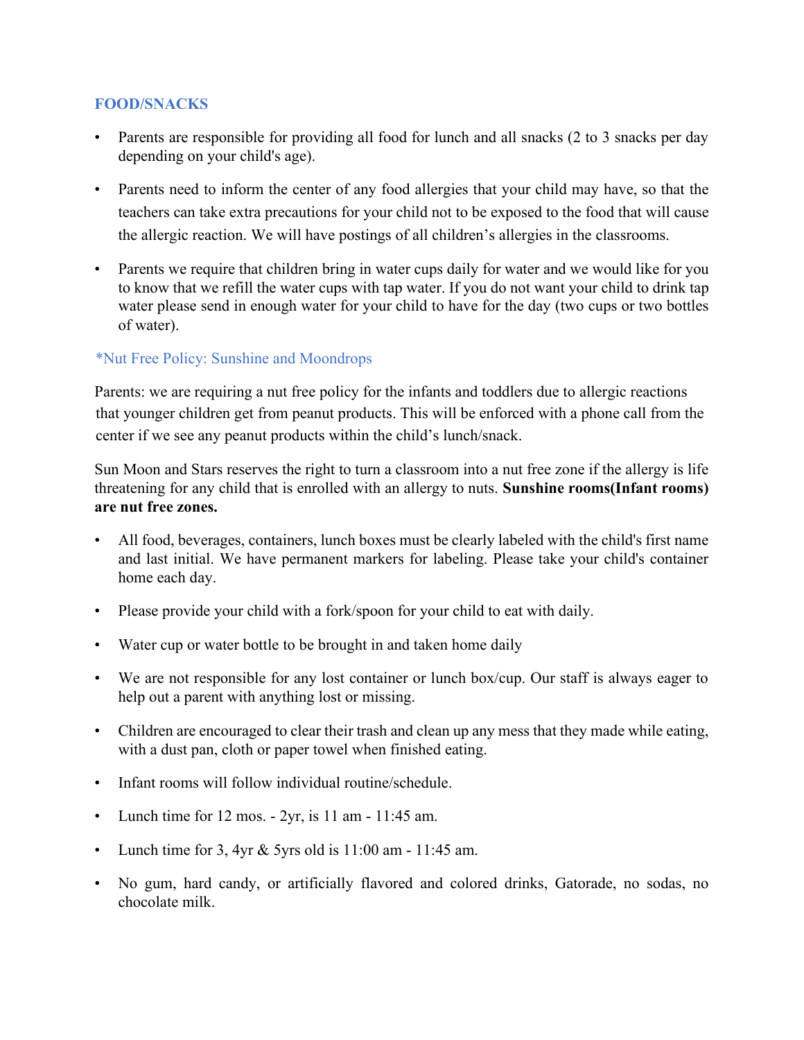## FOOD/SNACKS

- Parents are responsible for providing all food for lunch and all snacks (2 to 3 snacks per day depending on your child's age).
- Parents need to inform the center of any food allergies that your child may have, so that the teachers can take extra precautions for your child not to be exposed to the food that will cause the allergic reaction. We will have postings of all children's allergies in the classrooms.
- Parents we require that children bring in water cups daily for water and we would like for you to know that we refill the water cups with tap water. If you do not want your child to drink tap water please send in enough water for your child to have for the day (two cups or two bottles of water).

### *Nut Free Policy: Sunshine and Moondrops

Parents: we are requiring a nut free policy for the infants and toddlers due to allergic reactions that younger children get from peanut products. This will be enforced with a phone call from the center if we see any peanut products within the child's lunch/snack.

Sun Moon and Stars reserves the right to turn a classroom into a nut free zone if the allergy is life threatening for any child that is enrolled with an allergy to nuts. **Sunshine rooms(Infant rooms) are nut free zones.**

- All food, beverages, containers, lunch boxes must be clearly labeled with the child's first name and last initial. We have permanent markers for labeling. Please take your child's container home each day.
- Please provide your child with a fork/spoon for your child to eat with daily.
- Water cup or water bottle to be brought in and taken home daily
- We are not responsible for any lost container or lunch box/cup. Our staff is always eager to help out a parent with anything lost or missing.
- Children are encouraged to clear their trash and clean up any mess that they made while eating, with a dust pan, cloth or paper towel when finished eating.
- Infant rooms will follow individual routine/schedule.
- Lunch time for 12 mos. - 2yr, is 11 am - 11:45 am.
- Lunch time for 3, 4yr & 5yrs old is 11:00 am - 11:45 am.
- No gum, hard candy, or artificially flavored and colored drinks, Gatorade, no sodas, no chocolate milk.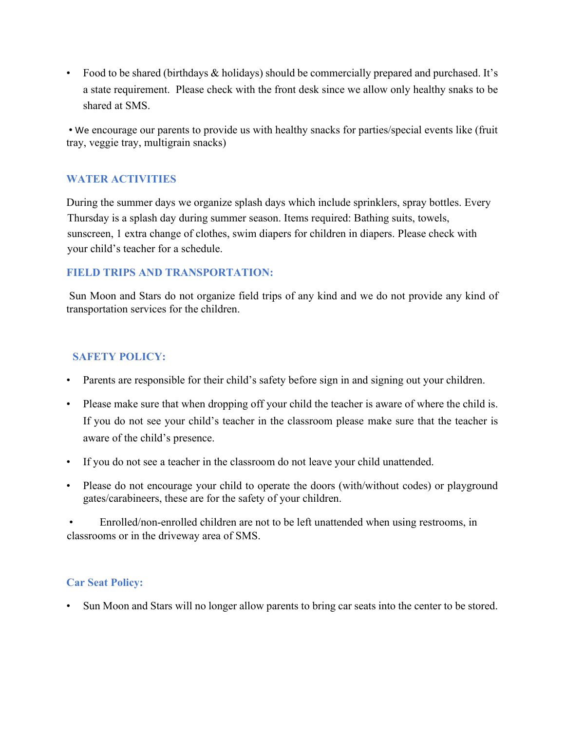- Food to be shared (birthdays & holidays) should be commercially prepared and purchased. It's a state requirement. Please check with the front desk since we allow only healthy snaks to be shared at SMS.

- We encourage our parents to provide us with healthy snacks for parties/special events like (fruit tray, veggie tray, multigrain snacks)

## WATER ACTIVITIES

During the summer days we organize splash days which include sprinklers, spray bottles. Every Thursday is a splash day during summer season. Items required: Bathing suits, towels, sunscreen, 1 extra change of clothes, swim diapers for children in diapers. Please check with your child's teacher for a schedule.

## FIELD TRIPS AND TRANSPORTATION:

Sun Moon and Stars do not organize field trips of any kind and we do not provide any kind of transportation services for the children.

## SAFETY POLICY:

- Parents are responsible for their child's safety before sign in and signing out your children.
- Please make sure that when dropping off your child the teacher is aware of where the child is. If you do not see your child's teacher in the classroom please make sure that the teacher is aware of the child's presence.
- If you do not see a teacher in the classroom do not leave your child unattended.
- Please do not encourage your child to operate the doors (with/without codes) or playground gates/carabineers, these are for the safety of your children.
- Enrolled/non-enrolled children are not to be left unattended when using restrooms, in classrooms or in the driveway area of SMS.

## Car Seat Policy:

- Sun Moon and Stars will no longer allow parents to bring car seats into the center to be stored.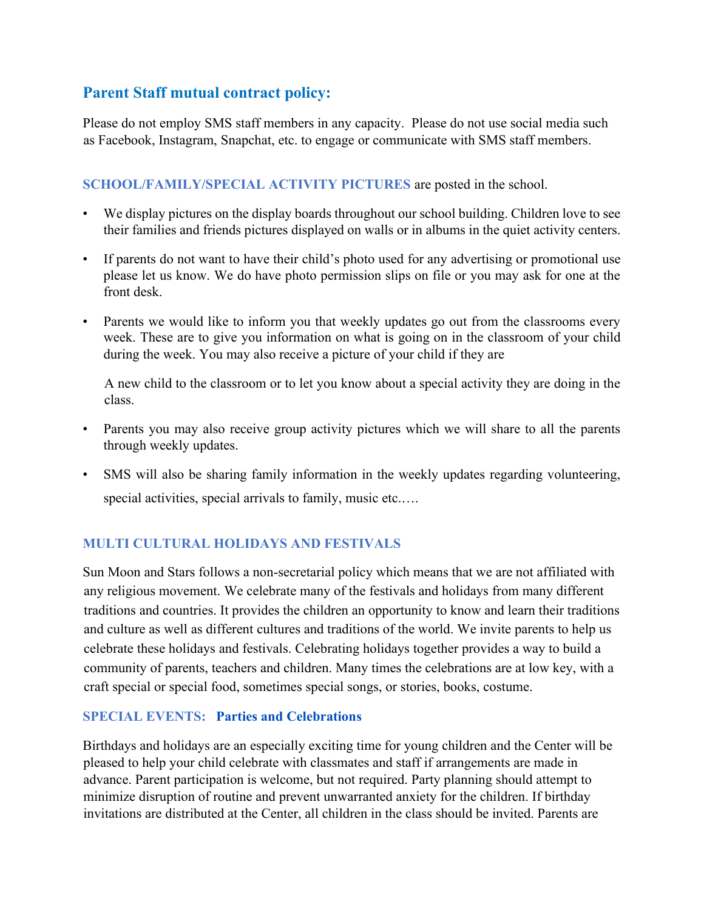## Parent Staff mutual contract policy:

Please do not employ SMS staff members in any capacity. Please do not use social media such as Facebook, Instagram, Snapchat, etc. to engage or communicate with SMS staff members.

**SCHOOL/FAMILY/SPECIAL ACTIVITY PICTURES** are posted in the school.

- We display pictures on the display boards throughout our school building. Children love to see their families and friends pictures displayed on walls or in albums in the quiet activity centers.
- If parents do not want to have their child's photo used for any advertising or promotional use please let us know. We do have photo permission slips on file or you may ask for one at the front desk.
- Parents we would like to inform you that weekly updates go out from the classrooms every week. These are to give you information on what is going on in the classroom of your child during the week. You may also receive a picture of your child if they are

  A new child to the classroom or to let you know about a special activity they are doing in the class.
- Parents you may also receive group activity pictures which we will share to all the parents through weekly updates.
- SMS will also be sharing family information in the weekly updates regarding volunteering, special activities, special arrivals to family, music etc.….

### MULTI CULTURAL HOLIDAYS AND FESTIVALS

Sun Moon and Stars follows a non-secretarial policy which means that we are not affiliated with any religious movement. We celebrate many of the festivals and holidays from many different traditions and countries. It provides the children an opportunity to know and learn their traditions and culture as well as different cultures and traditions of the world. We invite parents to help us celebrate these holidays and festivals. Celebrating holidays together provides a way to build a community of parents, teachers and children. Many times the celebrations are at low key, with a craft special or special food, sometimes special songs, or stories, books, costume.

### SPECIAL EVENTS: Parties and Celebrations

Birthdays and holidays are an especially exciting time for young children and the Center will be pleased to help your child celebrate with classmates and staff if arrangements are made in advance. Parent participation is welcome, but not required. Party planning should attempt to minimize disruption of routine and prevent unwarranted anxiety for the children. If birthday invitations are distributed at the Center, all children in the class should be invited. Parents are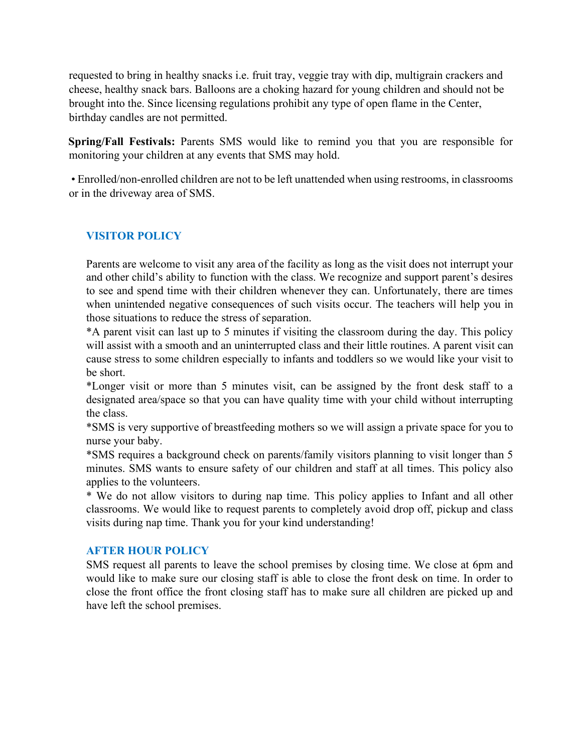requested to bring in healthy snacks i.e. fruit tray, veggie tray with dip, multigrain crackers and cheese, healthy snack bars. Balloons are a choking hazard for young children and should not be brought into the. Since licensing regulations prohibit any type of open flame in the Center, birthday candles are not permitted.

**Spring/Fall Festivals:** Parents SMS would like to remind you that you are responsible for monitoring your children at any events that SMS may hold.

- Enrolled/non-enrolled children are not to be left unattended when using restrooms, in classrooms or in the driveway area of SMS.

## VISITOR POLICY

Parents are welcome to visit any area of the facility as long as the visit does not interrupt your and other child's ability to function with the class. We recognize and support parent's desires to see and spend time with their children whenever they can. Unfortunately, there are times when unintended negative consequences of such visits occur. The teachers will help you in those situations to reduce the stress of separation.

*A parent visit can last up to 5 minutes if visiting the classroom during the day. This policy will assist with a smooth and an uninterrupted class and their little routines. A parent visit can cause stress to some children especially to infants and toddlers so we would like your visit to be short.

*Longer visit or more than 5 minutes visit, can be assigned by the front desk staff to a designated area/space so that you can have quality time with your child without interrupting the class.

*SMS is very supportive of breastfeeding mothers so we will assign a private space for you to nurse your baby.

*SMS requires a background check on parents/family visitors planning to visit longer than 5 minutes. SMS wants to ensure safety of our children and staff at all times. This policy also applies to the volunteers.

* We do not allow visitors to during nap time. This policy applies to Infant and all other classrooms. We would like to request parents to completely avoid drop off, pickup and class visits during nap time. Thank you for your kind understanding!

## AFTER HOUR POLICY

SMS request all parents to leave the school premises by closing time. We close at 6pm and would like to make sure our closing staff is able to close the front desk on time. In order to close the front office the front closing staff has to make sure all children are picked up and have left the school premises.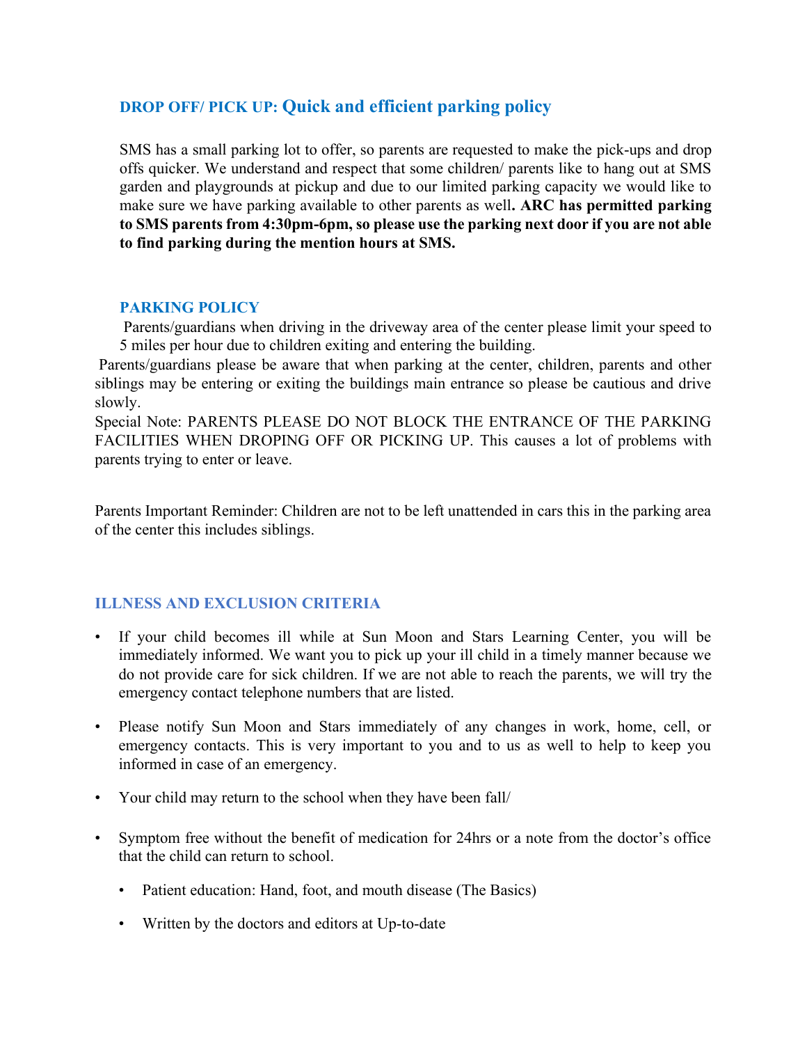## DROP OFF/ PICK UP: Quick and efficient parking policy

SMS has a small parking lot to offer, so parents are requested to make the pick-ups and drop offs quicker. We understand and respect that some children/ parents like to hang out at SMS garden and playgrounds at pickup and due to our limited parking capacity we would like to make sure we have parking available to other parents as well**. ARC has permitted parking to SMS parents from 4:30pm-6pm, so please use the parking next door if you are not able to find parking during the mention hours at SMS.**

## PARKING POLICY

Parents/guardians when driving in the driveway area of the center please limit your speed to 5 miles per hour due to children exiting and entering the building.

Parents/guardians please be aware that when parking at the center, children, parents and other siblings may be entering or exiting the buildings main entrance so please be cautious and drive slowly.

Special Note: PARENTS PLEASE DO NOT BLOCK THE ENTRANCE OF THE PARKING FACILITIES WHEN DROPING OFF OR PICKING UP. This causes a lot of problems with parents trying to enter or leave.

Parents Important Reminder: Children are not to be left unattended in cars this in the parking area of the center this includes siblings.

## ILLNESS AND EXCLUSION CRITERIA

- If your child becomes ill while at Sun Moon and Stars Learning Center, you will be immediately informed. We want you to pick up your ill child in a timely manner because we do not provide care for sick children. If we are not able to reach the parents, we will try the emergency contact telephone numbers that are listed.
- Please notify Sun Moon and Stars immediately of any changes in work, home, cell, or emergency contacts. This is very important to you and to us as well to help to keep you informed in case of an emergency.
- Your child may return to the school when they have been fall/
- Symptom free without the benefit of medication for 24hrs or a note from the doctor's office that the child can return to school.
  - Patient education: Hand, foot, and mouth disease (The Basics)
  - Written by the doctors and editors at Up-to-date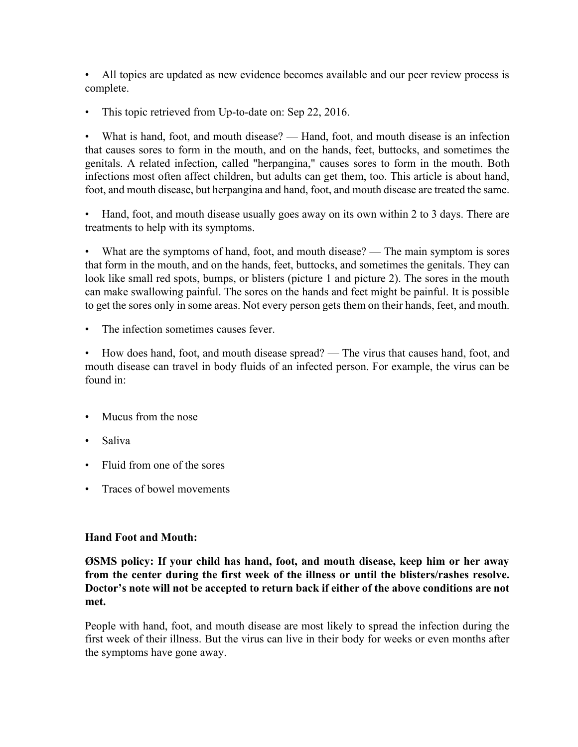- All topics are updated as new evidence becomes available and our peer review process is complete.
- This topic retrieved from Up-to-date on: Sep 22, 2016.
- What is hand, foot, and mouth disease? — Hand, foot, and mouth disease is an infection that causes sores to form in the mouth, and on the hands, feet, buttocks, and sometimes the genitals. A related infection, called "herpangina," causes sores to form in the mouth. Both infections most often affect children, but adults can get them, too. This article is about hand, foot, and mouth disease, but herpangina and hand, foot, and mouth disease are treated the same.
- Hand, foot, and mouth disease usually goes away on its own within 2 to 3 days. There are treatments to help with its symptoms.
- What are the symptoms of hand, foot, and mouth disease? — The main symptom is sores that form in the mouth, and on the hands, feet, buttocks, and sometimes the genitals. They can look like small red spots, bumps, or blisters (picture 1 and picture 2). The sores in the mouth can make swallowing painful. The sores on the hands and feet might be painful. It is possible to get the sores only in some areas. Not every person gets them on their hands, feet, and mouth.
- The infection sometimes causes fever.
- How does hand, foot, and mouth disease spread? — The virus that causes hand, foot, and mouth disease can travel in body fluids of an infected person. For example, the virus can be found in:

- Mucus from the nose
- Saliva
- Fluid from one of the sores
- Traces of bowel movements

**Hand Foot and Mouth:**

**ØSMS policy: If your child has hand, foot, and mouth disease, keep him or her away from the center during the first week of the illness or until the blisters/rashes resolve. Doctor's note will not be accepted to return back if either of the above conditions are not met.**

People with hand, foot, and mouth disease are most likely to spread the infection during the first week of their illness. But the virus can live in their body for weeks or even months after the symptoms have gone away.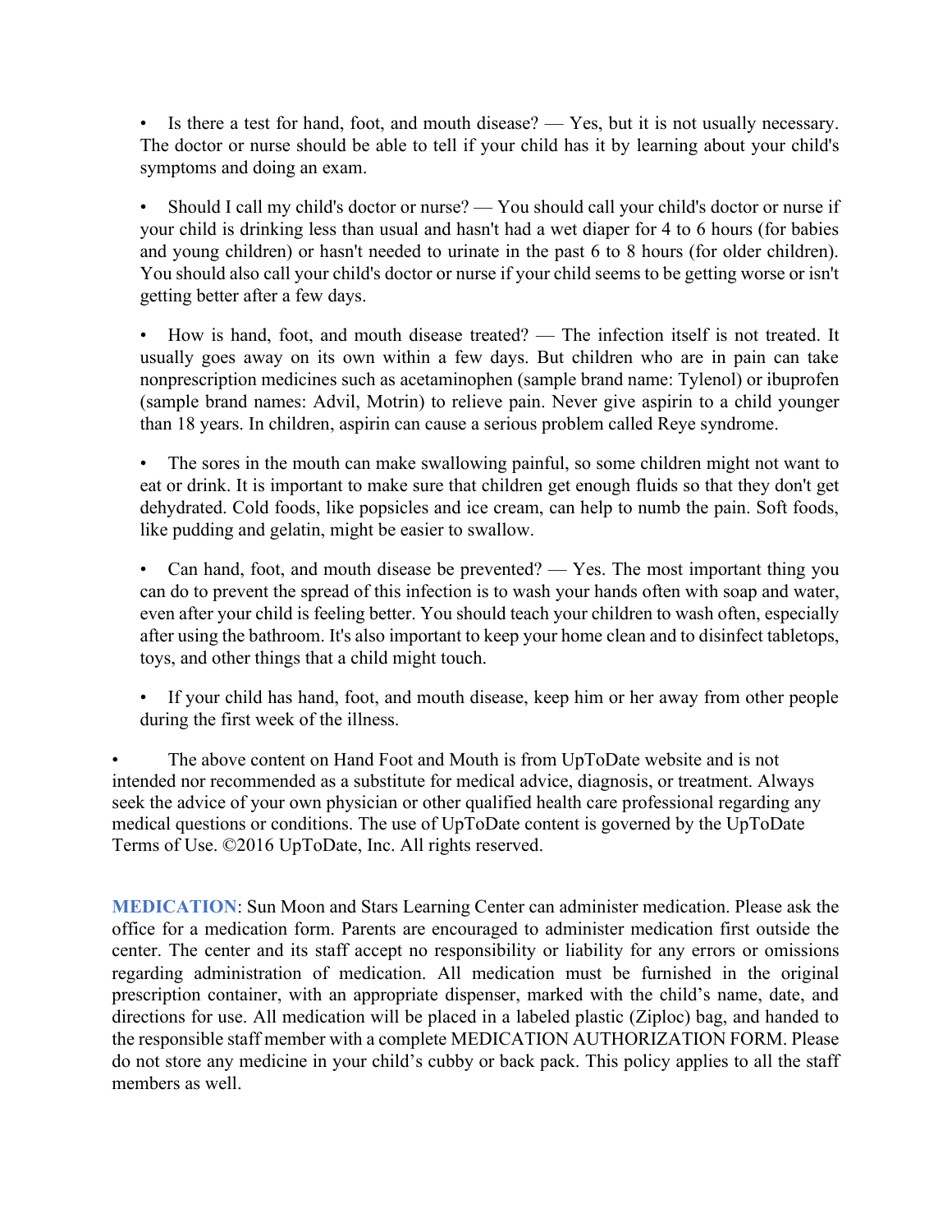- Is there a test for hand, foot, and mouth disease? — Yes, but it is not usually necessary. The doctor or nurse should be able to tell if your child has it by learning about your child's symptoms and doing an exam.

- Should I call my child's doctor or nurse? — You should call your child's doctor or nurse if your child is drinking less than usual and hasn't had a wet diaper for 4 to 6 hours (for babies and young children) or hasn't needed to urinate in the past 6 to 8 hours (for older children). You should also call your child's doctor or nurse if your child seems to be getting worse or isn't getting better after a few days.

- How is hand, foot, and mouth disease treated? — The infection itself is not treated. It usually goes away on its own within a few days. But children who are in pain can take nonprescription medicines such as acetaminophen (sample brand name: Tylenol) or ibuprofen (sample brand names: Advil, Motrin) to relieve pain. Never give aspirin to a child younger than 18 years. In children, aspirin can cause a serious problem called Reye syndrome.

- The sores in the mouth can make swallowing painful, so some children might not want to eat or drink. It is important to make sure that children get enough fluids so that they don't get dehydrated. Cold foods, like popsicles and ice cream, can help to numb the pain. Soft foods, like pudding and gelatin, might be easier to swallow.

- Can hand, foot, and mouth disease be prevented? — Yes. The most important thing you can do to prevent the spread of this infection is to wash your hands often with soap and water, even after your child is feeling better. You should teach your children to wash often, especially after using the bathroom. It's also important to keep your home clean and to disinfect tabletops, toys, and other things that a child might touch.

- If your child has hand, foot, and mouth disease, keep him or her away from other people during the first week of the illness.

- The above content on Hand Foot and Mouth is from UpToDate website and is not intended nor recommended as a substitute for medical advice, diagnosis, or treatment. Always seek the advice of your own physician or other qualified health care professional regarding any medical questions or conditions. The use of UpToDate content is governed by the UpToDate Terms of Use. ©2016 UpToDate, Inc. All rights reserved.

**MEDICATION**: Sun Moon and Stars Learning Center can administer medication. Please ask the office for a medication form. Parents are encouraged to administer medication first outside the center. The center and its staff accept no responsibility or liability for any errors or omissions regarding administration of medication. All medication must be furnished in the original prescription container, with an appropriate dispenser, marked with the child's name, date, and directions for use. All medication will be placed in a labeled plastic (Ziploc) bag, and handed to the responsible staff member with a complete MEDICATION AUTHORIZATION FORM. Please do not store any medicine in your child's cubby or back pack. This policy applies to all the staff members as well.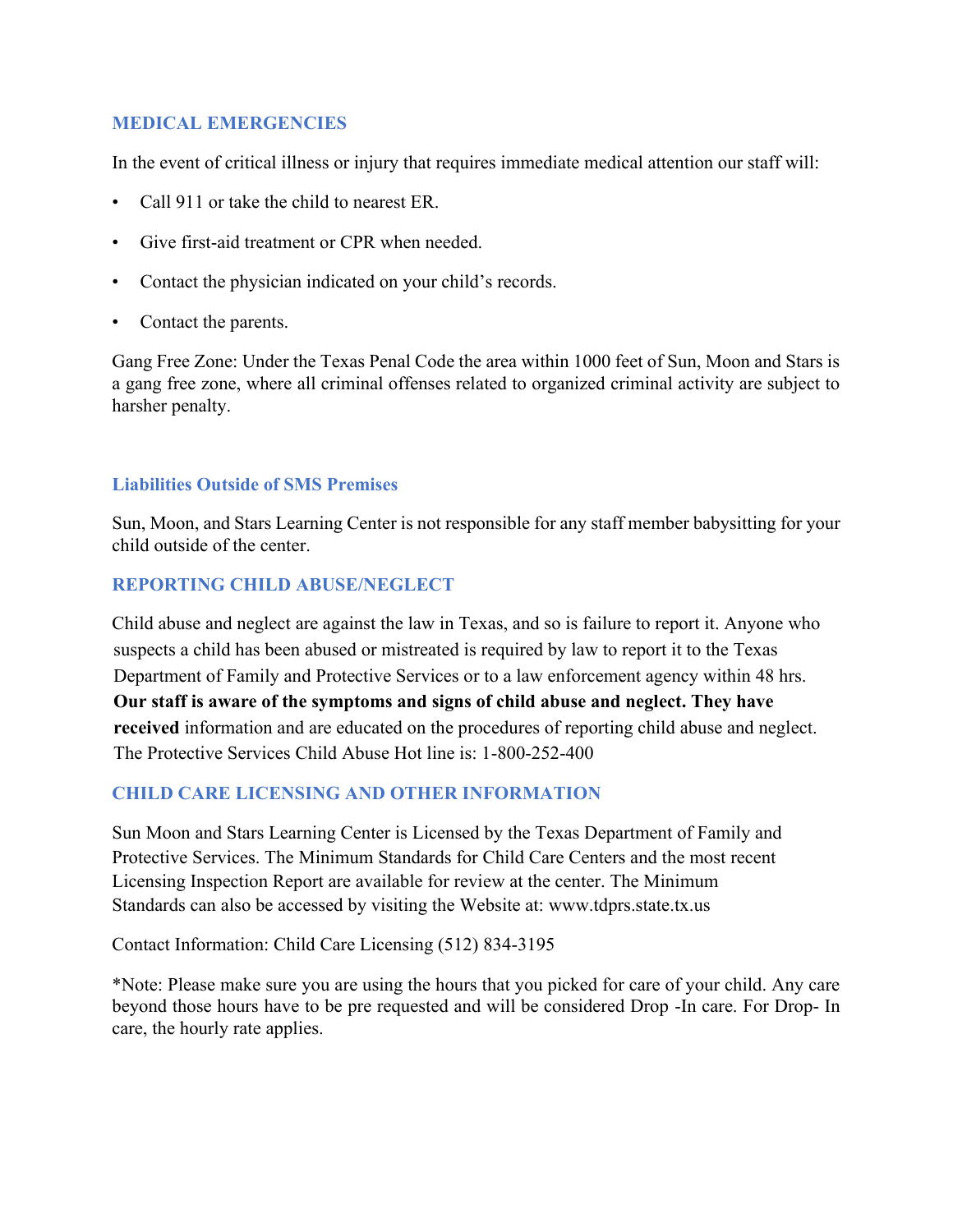## MEDICAL EMERGENCIES

In the event of critical illness or injury that requires immediate medical attention our staff will:

- Call 911 or take the child to nearest ER.
- Give first-aid treatment or CPR when needed.
- Contact the physician indicated on your child's records.
- Contact the parents.

Gang Free Zone: Under the Texas Penal Code the area within 1000 feet of Sun, Moon and Stars is a gang free zone, where all criminal offenses related to organized criminal activity are subject to harsher penalty.

## Liabilities Outside of SMS Premises

Sun, Moon, and Stars Learning Center is not responsible for any staff member babysitting for your child outside of the center.

## REPORTING CHILD ABUSE/NEGLECT

Child abuse and neglect are against the law in Texas, and so is failure to report it. Anyone who suspects a child has been abused or mistreated is required by law to report it to the Texas Department of Family and Protective Services or to a law enforcement agency within 48 hrs. **Our staff is aware of the symptoms and signs of child abuse and neglect. They have received** information and are educated on the procedures of reporting child abuse and neglect. The Protective Services Child Abuse Hot line is: 1-800-252-400

## CHILD CARE LICENSING AND OTHER INFORMATION

Sun Moon and Stars Learning Center is Licensed by the Texas Department of Family and Protective Services. The Minimum Standards for Child Care Centers and the most recent Licensing Inspection Report are available for review at the center. The Minimum Standards can also be accessed by visiting the Website at: www.tdprs.state.tx.us

Contact Information: Child Care Licensing (512) 834-3195

*Note: Please make sure you are using the hours that you picked for care of your child. Any care beyond those hours have to be pre requested and will be considered Drop -In care. For Drop- In care, the hourly rate applies.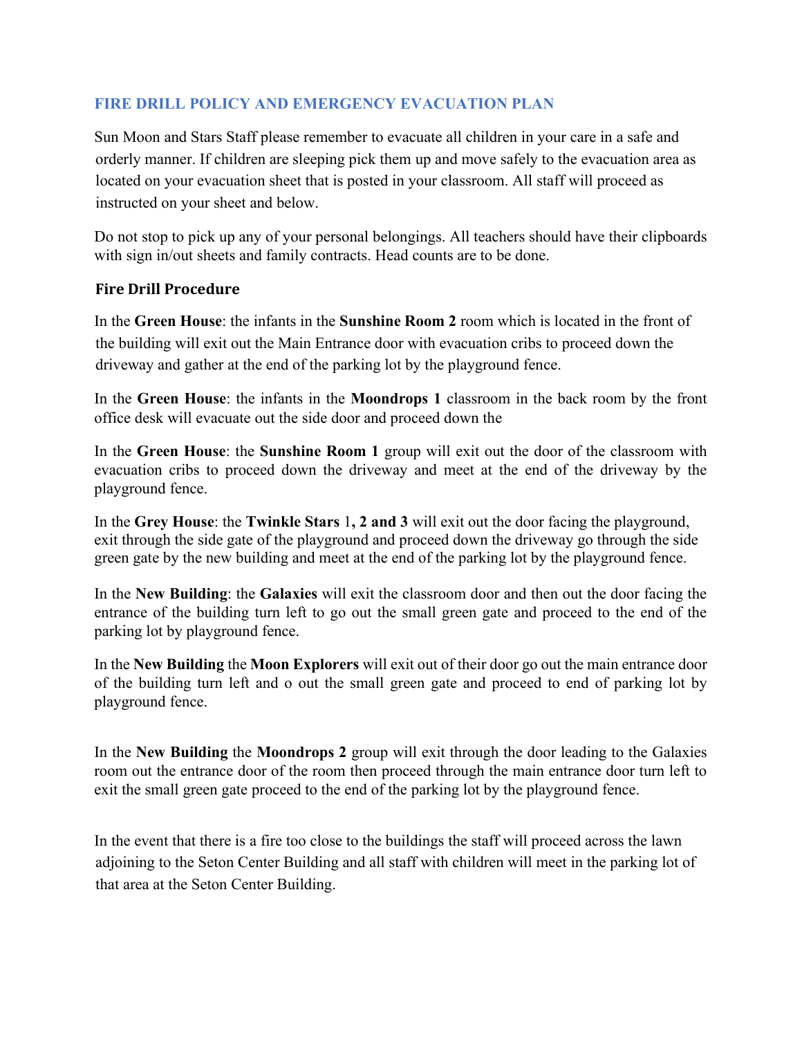## FIRE DRILL POLICY AND EMERGENCY EVACUATION PLAN

Sun Moon and Stars Staff please remember to evacuate all children in your care in a safe and orderly manner. If children are sleeping pick them up and move safely to the evacuation area as located on your evacuation sheet that is posted in your classroom. All staff will proceed as instructed on your sheet and below.

Do not stop to pick up any of your personal belongings. All teachers should have their clipboards with sign in/out sheets and family contracts. Head counts are to be done.

### Fire Drill Procedure

In the **Green House**: the infants in the **Sunshine Room 2** room which is located in the front of the building will exit out the Main Entrance door with evacuation cribs to proceed down the driveway and gather at the end of the parking lot by the playground fence.

In the **Green House**: the infants in the **Moondrops 1** classroom in the back room by the front office desk will evacuate out the side door and proceed down the

In the **Green House**: the **Sunshine Room 1** group will exit out the door of the classroom with evacuation cribs to proceed down the driveway and meet at the end of the driveway by the playground fence.

In the **Grey House**: the **Twinkle Stars** 1**, 2 and 3** will exit out the door facing the playground, exit through the side gate of the playground and proceed down the driveway go through the side green gate by the new building and meet at the end of the parking lot by the playground fence.

In the **New Building**: the **Galaxies** will exit the classroom door and then out the door facing the entrance of the building turn left to go out the small green gate and proceed to the end of the parking lot by playground fence.

In the **New Building** the **Moon Explorers** will exit out of their door go out the main entrance door of the building turn left and o out the small green gate and proceed to end of parking lot by playground fence.

In the **New Building** the **Moondrops 2** group will exit through the door leading to the Galaxies room out the entrance door of the room then proceed through the main entrance door turn left to exit the small green gate proceed to the end of the parking lot by the playground fence.

In the event that there is a fire too close to the buildings the staff will proceed across the lawn adjoining to the Seton Center Building and all staff with children will meet in the parking lot of that area at the Seton Center Building.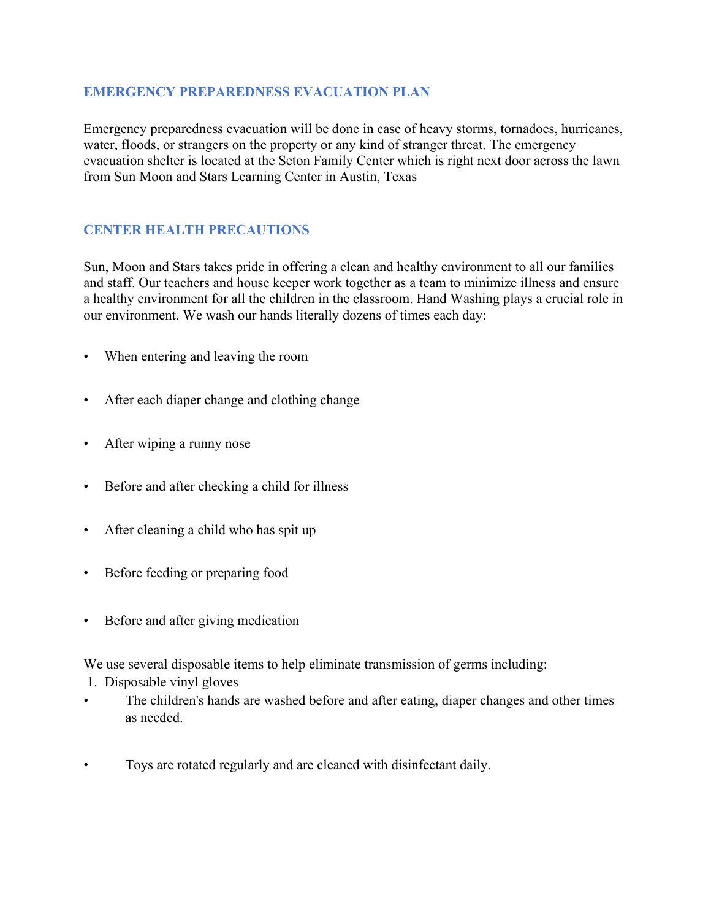## EMERGENCY PREPAREDNESS EVACUATION PLAN

Emergency preparedness evacuation will be done in case of heavy storms, tornadoes, hurricanes, water, floods, or strangers on the property or any kind of stranger threat. The emergency evacuation shelter is located at the Seton Family Center which is right next door across the lawn from Sun Moon and Stars Learning Center in Austin, Texas

## CENTER HEALTH PRECAUTIONS

Sun, Moon and Stars takes pride in offering a clean and healthy environment to all our families and staff. Our teachers and house keeper work together as a team to minimize illness and ensure a healthy environment for all the children in the classroom. Hand Washing plays a crucial role in our environment. We wash our hands literally dozens of times each day:

- When entering and leaving the room
- After each diaper change and clothing change
- After wiping a runny nose
- Before and after checking a child for illness
- After cleaning a child who has spit up
- Before feeding or preparing food
- Before and after giving medication

We use several disposable items to help eliminate transmission of germs including:

1. Disposable vinyl gloves

- The children's hands are washed before and after eating, diaper changes and other times as needed.
- Toys are rotated regularly and are cleaned with disinfectant daily.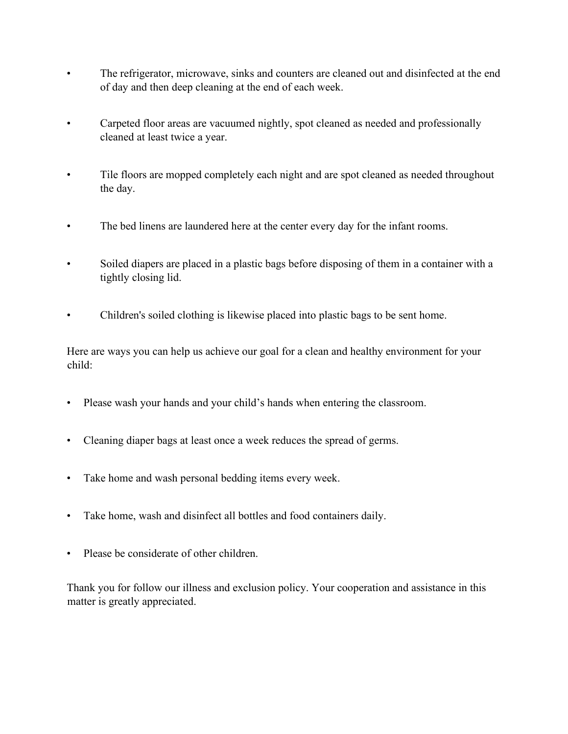- The refrigerator, microwave, sinks and counters are cleaned out and disinfected at the end of day and then deep cleaning at the end of each week.

- Carpeted floor areas are vacuumed nightly, spot cleaned as needed and professionally cleaned at least twice a year.

- Tile floors are mopped completely each night and are spot cleaned as needed throughout the day.

- The bed linens are laundered here at the center every day for the infant rooms.

- Soiled diapers are placed in a plastic bags before disposing of them in a container with a tightly closing lid.

- Children's soiled clothing is likewise placed into plastic bags to be sent home.

Here are ways you can help us achieve our goal for a clean and healthy environment for your child:

- Please wash your hands and your child's hands when entering the classroom.

- Cleaning diaper bags at least once a week reduces the spread of germs.

- Take home and wash personal bedding items every week.

- Take home, wash and disinfect all bottles and food containers daily.

- Please be considerate of other children.

Thank you for follow our illness and exclusion policy. Your cooperation and assistance in this matter is greatly appreciated.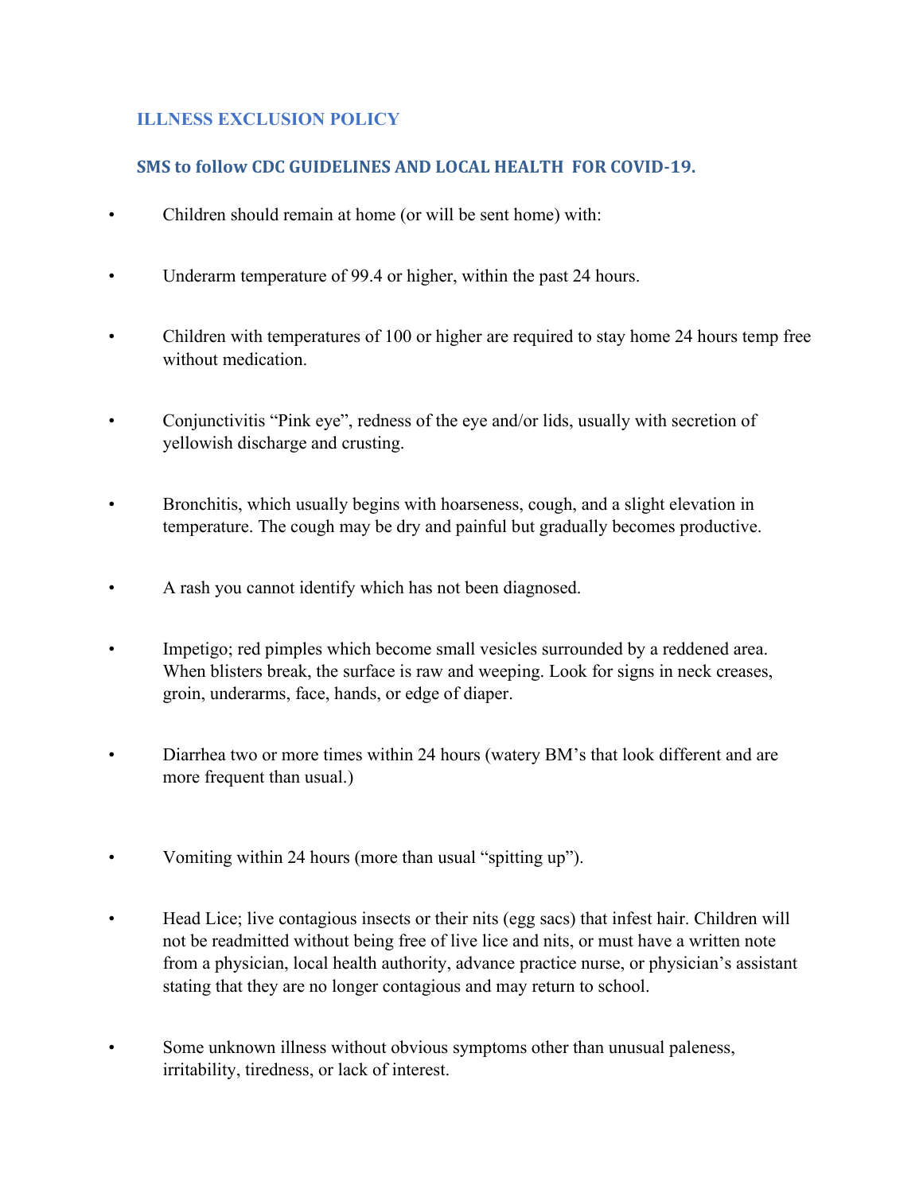## ILLNESS EXCLUSION POLICY

### SMS to follow CDC GUIDELINES AND LOCAL HEALTH FOR COVID-19.

- Children should remain at home (or will be sent home) with:
- Underarm temperature of 99.4 or higher, within the past 24 hours.
- Children with temperatures of 100 or higher are required to stay home 24 hours temp free without medication.
- Conjunctivitis "Pink eye", redness of the eye and/or lids, usually with secretion of yellowish discharge and crusting.
- Bronchitis, which usually begins with hoarseness, cough, and a slight elevation in temperature. The cough may be dry and painful but gradually becomes productive.
- A rash you cannot identify which has not been diagnosed.
- Impetigo; red pimples which become small vesicles surrounded by a reddened area. When blisters break, the surface is raw and weeping. Look for signs in neck creases, groin, underarms, face, hands, or edge of diaper.
- Diarrhea two or more times within 24 hours (watery BM's that look different and are more frequent than usual.)
- Vomiting within 24 hours (more than usual "spitting up").
- Head Lice; live contagious insects or their nits (egg sacs) that infest hair. Children will not be readmitted without being free of live lice and nits, or must have a written note from a physician, local health authority, advance practice nurse, or physician's assistant stating that they are no longer contagious and may return to school.
- Some unknown illness without obvious symptoms other than unusual paleness, irritability, tiredness, or lack of interest.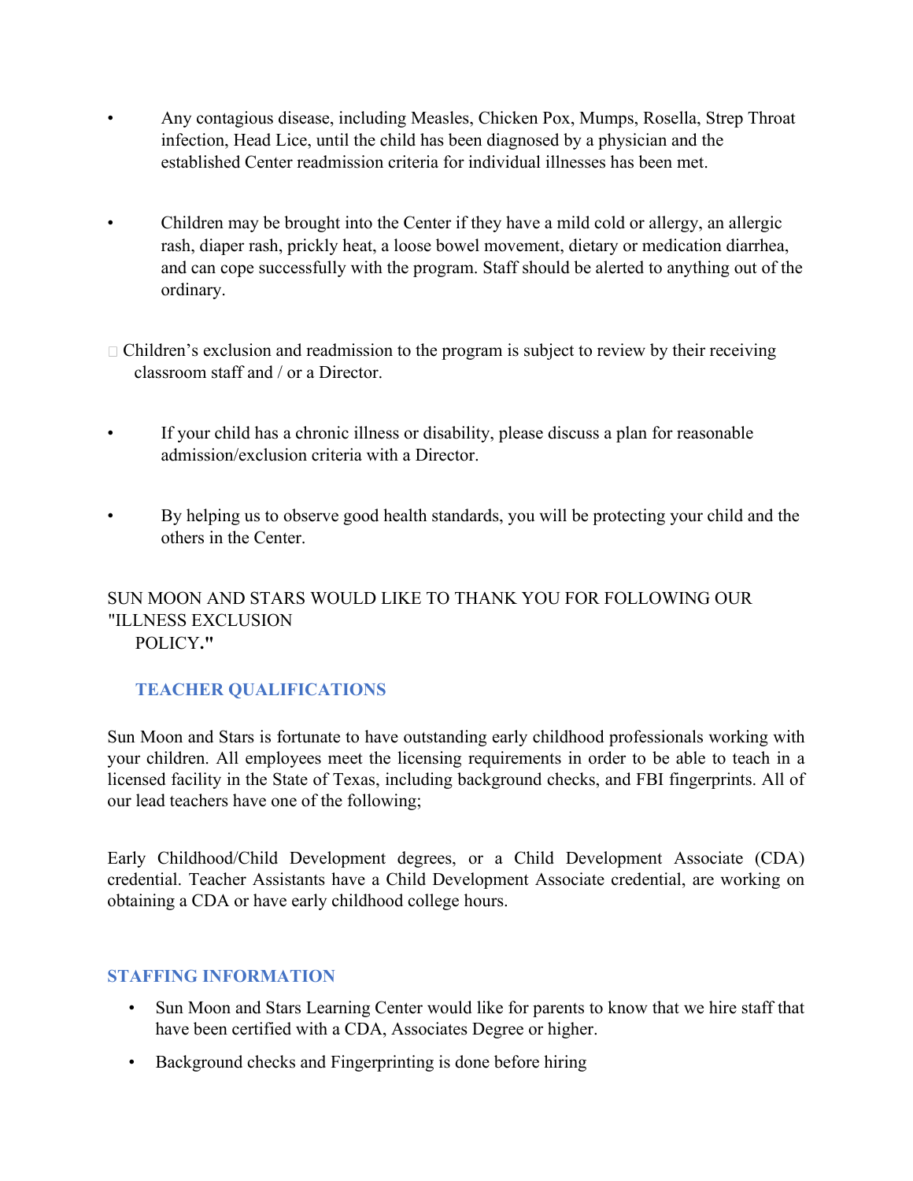- Any contagious disease, including Measles, Chicken Pox, Mumps, Rosella, Strep Throat infection, Head Lice, until the child has been diagnosed by a physician and the established Center readmission criteria for individual illnesses has been met.

- Children may be brought into the Center if they have a mild cold or allergy, an allergic rash, diaper rash, prickly heat, a loose bowel movement, dietary or medication diarrhea, and can cope successfully with the program. Staff should be alerted to anything out of the ordinary.

- Children's exclusion and readmission to the program is subject to review by their receiving classroom staff and / or a Director.

- If your child has a chronic illness or disability, please discuss a plan for reasonable admission/exclusion criteria with a Director.

- By helping us to observe good health standards, you will be protecting your child and the others in the Center.

SUN MOON AND STARS WOULD LIKE TO THANK YOU FOR FOLLOWING OUR "ILLNESS EXCLUSION POLICY**."**

## TEACHER QUALIFICATIONS

Sun Moon and Stars is fortunate to have outstanding early childhood professionals working with your children. All employees meet the licensing requirements in order to be able to teach in a licensed facility in the State of Texas, including background checks, and FBI fingerprints. All of our lead teachers have one of the following;

Early Childhood/Child Development degrees, or a Child Development Associate (CDA) credential. Teacher Assistants have a Child Development Associate credential, are working on obtaining a CDA or have early childhood college hours.

## STAFFING INFORMATION

- Sun Moon and Stars Learning Center would like for parents to know that we hire staff that have been certified with a CDA, Associates Degree or higher.
- Background checks and Fingerprinting is done before hiring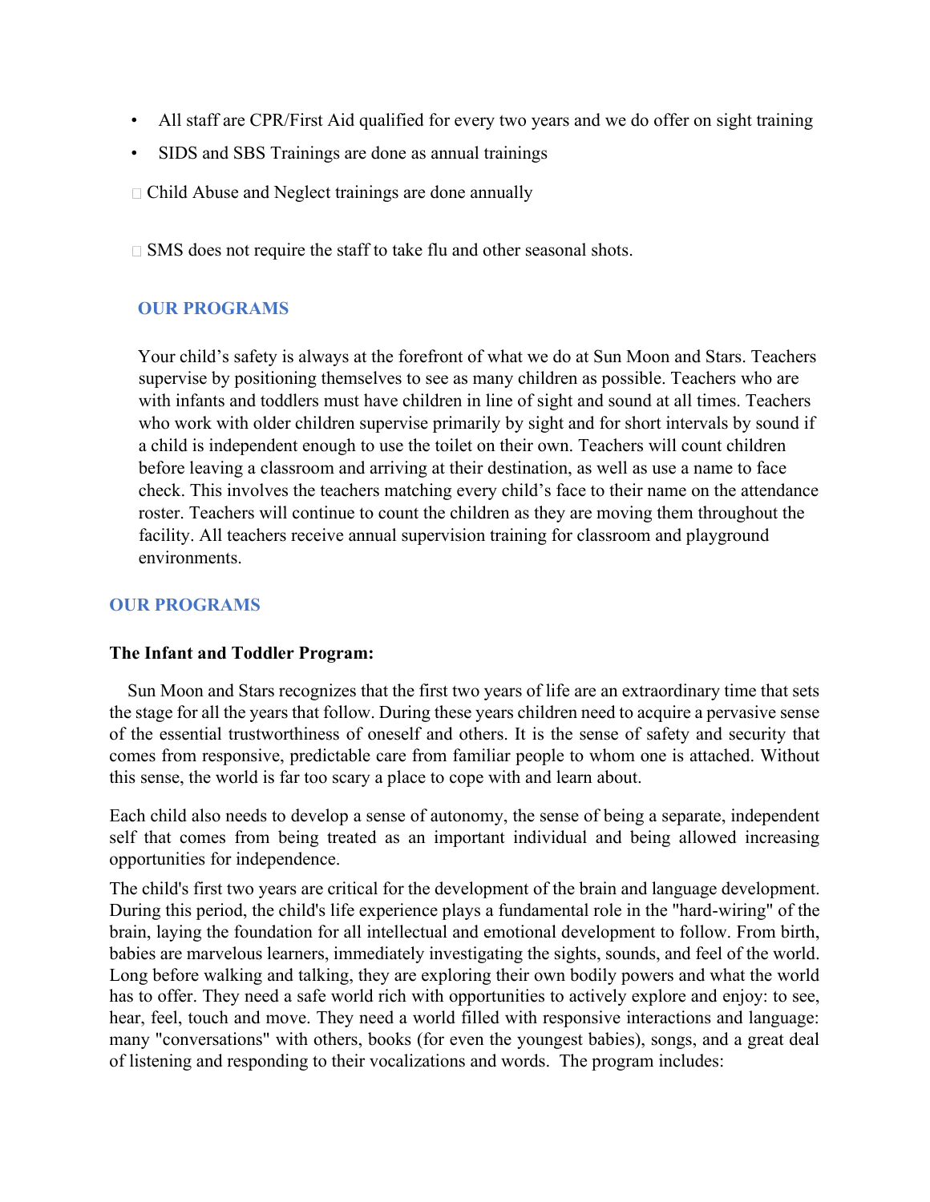- All staff are CPR/First Aid qualified for every two years and we do offer on sight training
- SIDS and SBS Trainings are done as annual trainings
- Child Abuse and Neglect trainings are done annually
- SMS does not require the staff to take flu and other seasonal shots.

## OUR PROGRAMS

Your child's safety is always at the forefront of what we do at Sun Moon and Stars. Teachers supervise by positioning themselves to see as many children as possible. Teachers who are with infants and toddlers must have children in line of sight and sound at all times. Teachers who work with older children supervise primarily by sight and for short intervals by sound if a child is independent enough to use the toilet on their own. Teachers will count children before leaving a classroom and arriving at their destination, as well as use a name to face check. This involves the teachers matching every child's face to their name on the attendance roster. Teachers will continue to count the children as they are moving them throughout the facility. All teachers receive annual supervision training for classroom and playground environments.

## OUR PROGRAMS

**The Infant and Toddler Program:**

Sun Moon and Stars recognizes that the first two years of life are an extraordinary time that sets the stage for all the years that follow. During these years children need to acquire a pervasive sense of the essential trustworthiness of oneself and others. It is the sense of safety and security that comes from responsive, predictable care from familiar people to whom one is attached. Without this sense, the world is far too scary a place to cope with and learn about.

Each child also needs to develop a sense of autonomy, the sense of being a separate, independent self that comes from being treated as an important individual and being allowed increasing opportunities for independence.

The child's first two years are critical for the development of the brain and language development. During this period, the child's life experience plays a fundamental role in the "hard-wiring" of the brain, laying the foundation for all intellectual and emotional development to follow. From birth, babies are marvelous learners, immediately investigating the sights, sounds, and feel of the world. Long before walking and talking, they are exploring their own bodily powers and what the world has to offer. They need a safe world rich with opportunities to actively explore and enjoy: to see, hear, feel, touch and move. They need a world filled with responsive interactions and language: many "conversations" with others, books (for even the youngest babies), songs, and a great deal of listening and responding to their vocalizations and words. The program includes: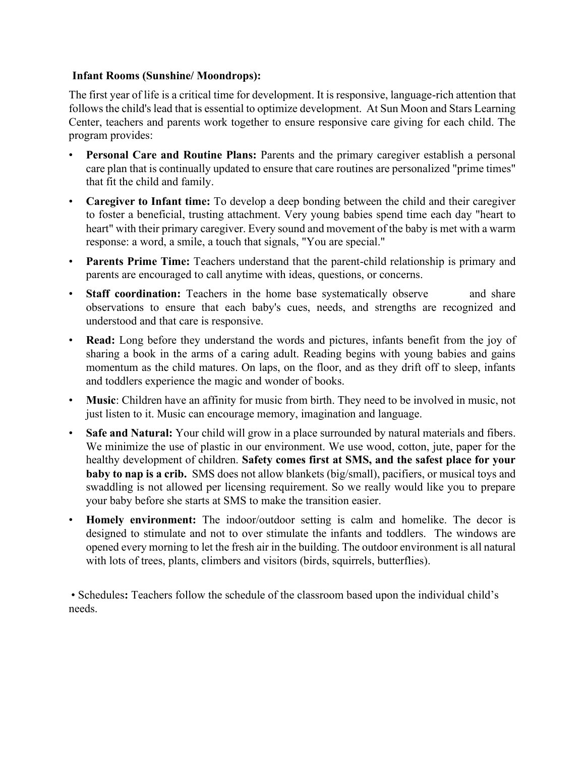**Infant Rooms (Sunshine/ Moondrops):**

The first year of life is a critical time for development. It is responsive, language-rich attention that follows the child's lead that is essential to optimize development. At Sun Moon and Stars Learning Center, teachers and parents work together to ensure responsive care giving for each child. The program provides:

- **Personal Care and Routine Plans:** Parents and the primary caregiver establish a personal care plan that is continually updated to ensure that care routines are personalized "prime times" that fit the child and family.
- **Caregiver to Infant time:** To develop a deep bonding between the child and their caregiver to foster a beneficial, trusting attachment. Very young babies spend time each day "heart to heart" with their primary caregiver. Every sound and movement of the baby is met with a warm response: a word, a smile, a touch that signals, "You are special."
- **Parents Prime Time:** Teachers understand that the parent-child relationship is primary and parents are encouraged to call anytime with ideas, questions, or concerns.
- **Staff coordination:** Teachers in the home base systematically observe and share observations to ensure that each baby's cues, needs, and strengths are recognized and understood and that care is responsive.
- **Read:** Long before they understand the words and pictures, infants benefit from the joy of sharing a book in the arms of a caring adult. Reading begins with young babies and gains momentum as the child matures. On laps, on the floor, and as they drift off to sleep, infants and toddlers experience the magic and wonder of books.
- **Music**: Children have an affinity for music from birth. They need to be involved in music, not just listen to it. Music can encourage memory, imagination and language.
- **Safe and Natural:** Your child will grow in a place surrounded by natural materials and fibers. We minimize the use of plastic in our environment. We use wood, cotton, jute, paper for the healthy development of children. **Safety comes first at SMS, and the safest place for your baby to nap is a crib.** SMS does not allow blankets (big/small), pacifiers, or musical toys and swaddling is not allowed per licensing requirement. So we really would like you to prepare your baby before she starts at SMS to make the transition easier.
- **Homely environment:** The indoor/outdoor setting is calm and homelike. The decor is designed to stimulate and not to over stimulate the infants and toddlers. The windows are opened every morning to let the fresh air in the building. The outdoor environment is all natural with lots of trees, plants, climbers and visitors (birds, squirrels, butterflies).

- Schedules**:** Teachers follow the schedule of the classroom based upon the individual child's needs.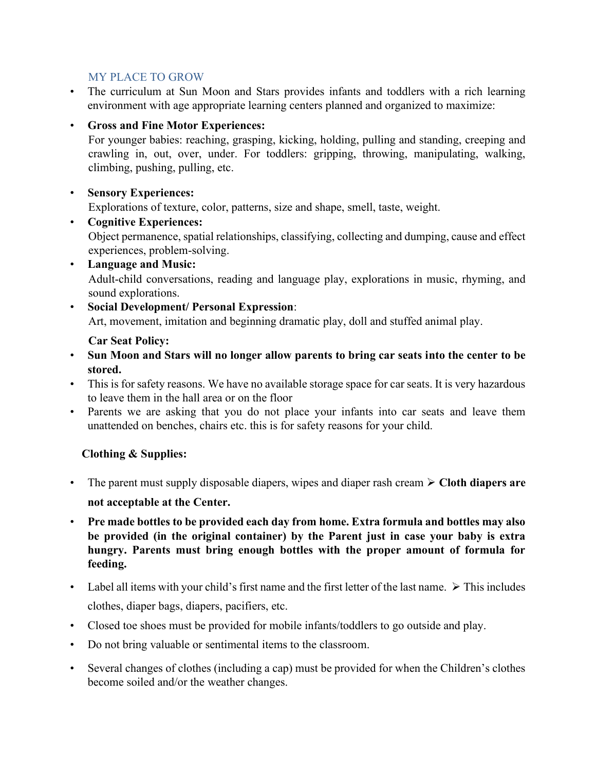## MY PLACE TO GROW

- The curriculum at Sun Moon and Stars provides infants and toddlers with a rich learning environment with age appropriate learning centers planned and organized to maximize:
- **Gross and Fine Motor Experiences:**
  For younger babies: reaching, grasping, kicking, holding, pulling and standing, creeping and crawling in, out, over, under. For toddlers: gripping, throwing, manipulating, walking, climbing, pushing, pulling, etc.
- **Sensory Experiences:**
  Explorations of texture, color, patterns, size and shape, smell, taste, weight.
- **Cognitive Experiences:**
  Object permanence, spatial relationships, classifying, collecting and dumping, cause and effect experiences, problem-solving.
- **Language and Music:**
  Adult-child conversations, reading and language play, explorations in music, rhyming, and sound explorations.
- **Social Development/ Personal Expression**:
  Art, movement, imitation and beginning dramatic play, doll and stuffed animal play.

**Car Seat Policy:**

- **Sun Moon and Stars will no longer allow parents to bring car seats into the center to be stored.**
- This is for safety reasons. We have no available storage space for car seats. It is very hazardous to leave them in the hall area or on the floor
- Parents we are asking that you do not place your infants into car seats and leave them unattended on benches, chairs etc. this is for safety reasons for your child.

**Clothing & Supplies:**

- The parent must supply disposable diapers, wipes and diaper rash cream ➢ **Cloth diapers are not acceptable at the Center.**
- **Pre made bottles to be provided each day from home. Extra formula and bottles may also be provided (in the original container) by the Parent just in case your baby is extra hungry. Parents must bring enough bottles with the proper amount of formula for feeding.**
- Label all items with your child's first name and the first letter of the last name. ➢ This includes clothes, diaper bags, diapers, pacifiers, etc.
- Closed toe shoes must be provided for mobile infants/toddlers to go outside and play.
- Do not bring valuable or sentimental items to the classroom.
- Several changes of clothes (including a cap) must be provided for when the Children's clothes become soiled and/or the weather changes.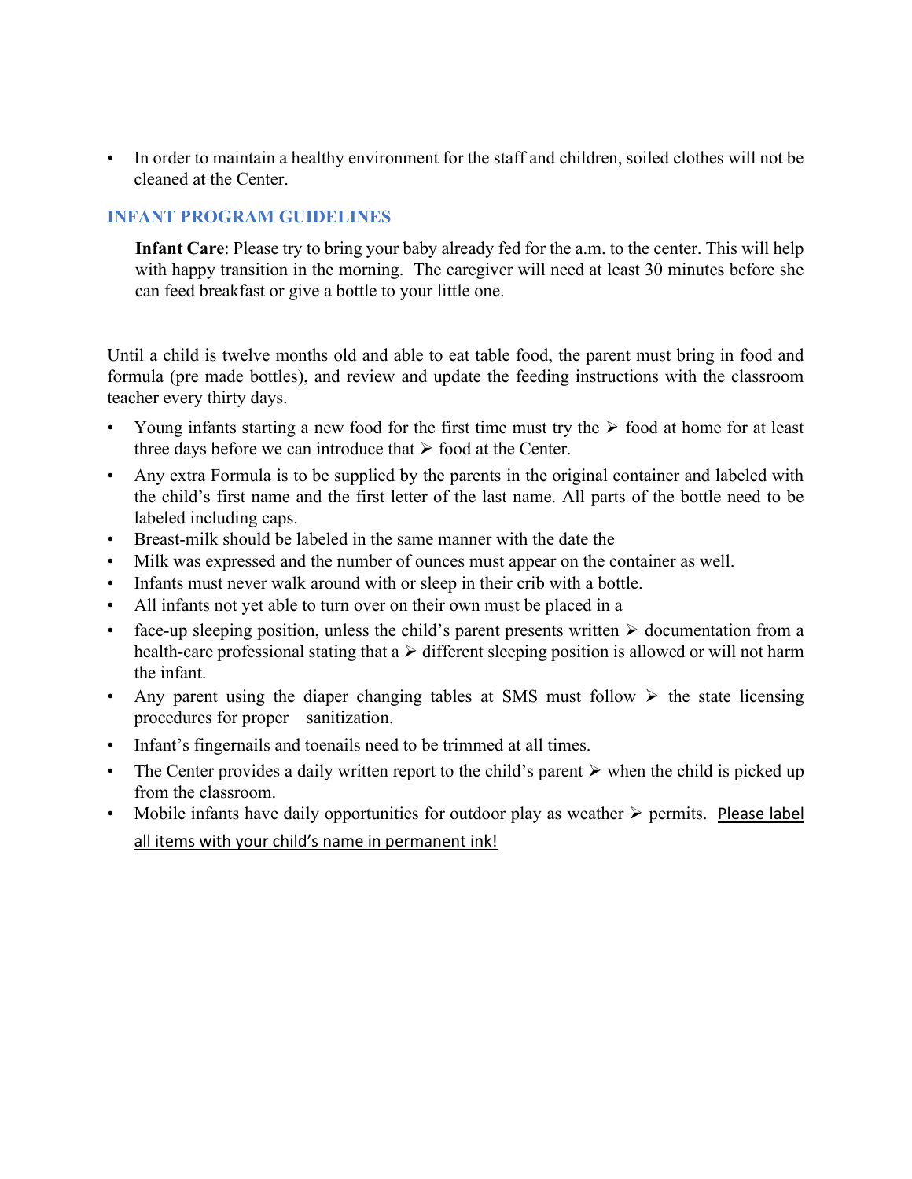- In order to maintain a healthy environment for the staff and children, soiled clothes will not be cleaned at the Center.

## INFANT PROGRAM GUIDELINES

**Infant Care**: Please try to bring your baby already fed for the a.m. to the center. This will help with happy transition in the morning. The caregiver will need at least 30 minutes before she can feed breakfast or give a bottle to your little one.

Until a child is twelve months old and able to eat table food, the parent must bring in food and formula (pre made bottles), and review and update the feeding instructions with the classroom teacher every thirty days.

- Young infants starting a new food for the first time must try the ➢ food at home for at least three days before we can introduce that ➢ food at the Center.
- Any extra Formula is to be supplied by the parents in the original container and labeled with the child's first name and the first letter of the last name. All parts of the bottle need to be labeled including caps.
- Breast-milk should be labeled in the same manner with the date the
- Milk was expressed and the number of ounces must appear on the container as well.
- Infants must never walk around with or sleep in their crib with a bottle.
- All infants not yet able to turn over on their own must be placed in a
- face-up sleeping position, unless the child's parent presents written ➢ documentation from a health-care professional stating that a ➢ different sleeping position is allowed or will not harm the infant.
- Any parent using the diaper changing tables at SMS must follow ➢ the state licensing procedures for proper sanitization.
- Infant's fingernails and toenails need to be trimmed at all times.
- The Center provides a daily written report to the child's parent ➢ when the child is picked up from the classroom.
- Mobile infants have daily opportunities for outdoor play as weather ➢ permits. <u>Please label all items with your child's name in permanent ink!</u>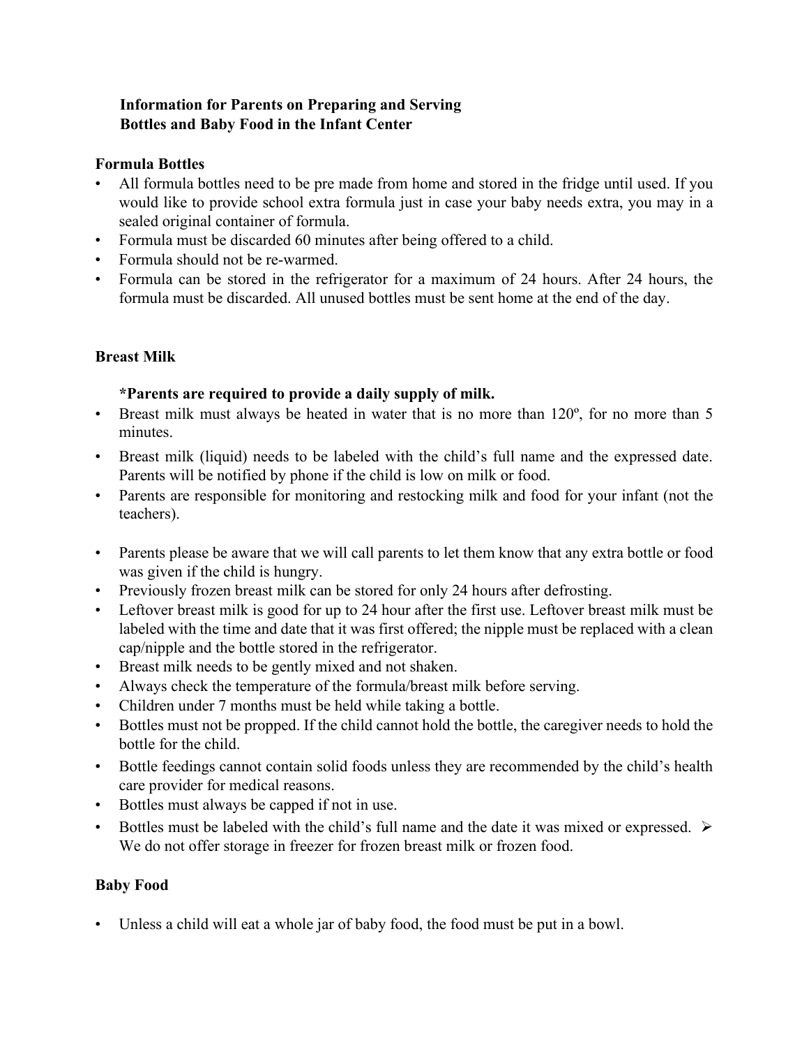**Information for Parents on Preparing and Serving Bottles and Baby Food in the Infant Center**

**Formula Bottles**

- All formula bottles need to be pre made from home and stored in the fridge until used. If you would like to provide school extra formula just in case your baby needs extra, you may in a sealed original container of formula.
- Formula must be discarded 60 minutes after being offered to a child.
- Formula should not be re-warmed.
- Formula can be stored in the refrigerator for a maximum of 24 hours. After 24 hours, the formula must be discarded. All unused bottles must be sent home at the end of the day.

**Breast Milk**

**\*Parents are required to provide a daily supply of milk.**

- Breast milk must always be heated in water that is no more than 120º, for no more than 5 minutes.
- Breast milk (liquid) needs to be labeled with the child's full name and the expressed date. Parents will be notified by phone if the child is low on milk or food.
- Parents are responsible for monitoring and restocking milk and food for your infant (not the teachers).
- Parents please be aware that we will call parents to let them know that any extra bottle or food was given if the child is hungry.
- Previously frozen breast milk can be stored for only 24 hours after defrosting.
- Leftover breast milk is good for up to 24 hour after the first use. Leftover breast milk must be labeled with the time and date that it was first offered; the nipple must be replaced with a clean cap/nipple and the bottle stored in the refrigerator.
- Breast milk needs to be gently mixed and not shaken.
- Always check the temperature of the formula/breast milk before serving.
- Children under 7 months must be held while taking a bottle.
- Bottles must not be propped. If the child cannot hold the bottle, the caregiver needs to hold the bottle for the child.
- Bottle feedings cannot contain solid foods unless they are recommended by the child's health care provider for medical reasons.
- Bottles must always be capped if not in use.
- Bottles must be labeled with the child's full name and the date it was mixed or expressed. ➢ We do not offer storage in freezer for frozen breast milk or frozen food.

**Baby Food**

- Unless a child will eat a whole jar of baby food, the food must be put in a bowl.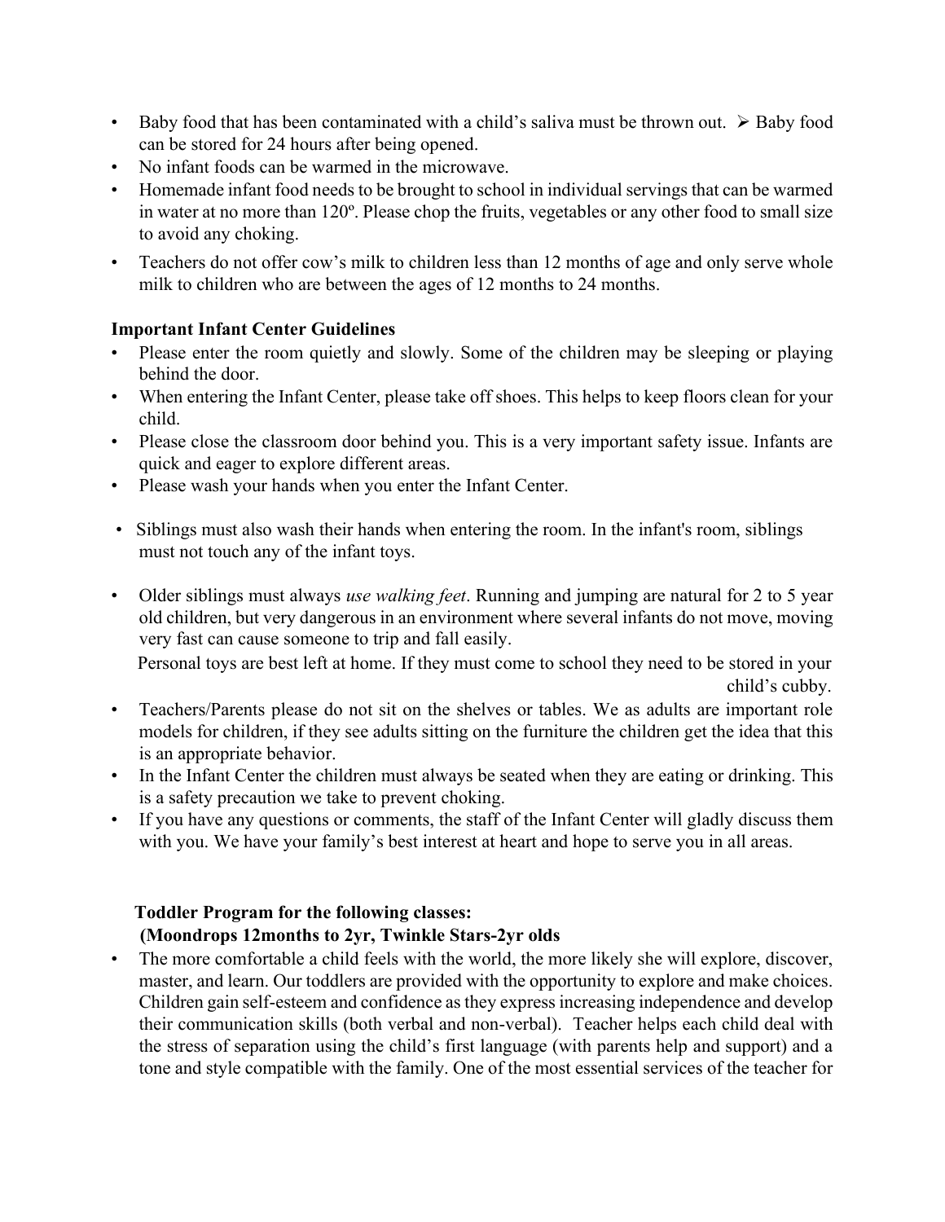- Baby food that has been contaminated with a child's saliva must be thrown out. ➢ Baby food can be stored for 24 hours after being opened.
- No infant foods can be warmed in the microwave.
- Homemade infant food needs to be brought to school in individual servings that can be warmed in water at no more than 120º. Please chop the fruits, vegetables or any other food to small size to avoid any choking.
- Teachers do not offer cow's milk to children less than 12 months of age and only serve whole milk to children who are between the ages of 12 months to 24 months.

**Important Infant Center Guidelines**

- Please enter the room quietly and slowly. Some of the children may be sleeping or playing behind the door.
- When entering the Infant Center, please take off shoes. This helps to keep floors clean for your child.
- Please close the classroom door behind you. This is a very important safety issue. Infants are quick and eager to explore different areas.
- Please wash your hands when you enter the Infant Center.
- Siblings must also wash their hands when entering the room. In the infant's room, siblings must not touch any of the infant toys.
- Older siblings must always *use walking feet*. Running and jumping are natural for 2 to 5 year old children, but very dangerous in an environment where several infants do not move, moving very fast can cause someone to trip and fall easily.

  Personal toys are best left at home. If they must come to school they need to be stored in your child's cubby.
- Teachers/Parents please do not sit on the shelves or tables. We as adults are important role models for children, if they see adults sitting on the furniture the children get the idea that this is an appropriate behavior.
- In the Infant Center the children must always be seated when they are eating or drinking. This is a safety precaution we take to prevent choking.
- If you have any questions or comments, the staff of the Infant Center will gladly discuss them with you. We have your family's best interest at heart and hope to serve you in all areas.

**Toddler Program for the following classes:**
**(Moondrops 12months to 2yr, Twinkle Stars-2yr olds**

- The more comfortable a child feels with the world, the more likely she will explore, discover, master, and learn. Our toddlers are provided with the opportunity to explore and make choices. Children gain self-esteem and confidence as they express increasing independence and develop their communication skills (both verbal and non-verbal). Teacher helps each child deal with the stress of separation using the child's first language (with parents help and support) and a tone and style compatible with the family. One of the most essential services of the teacher for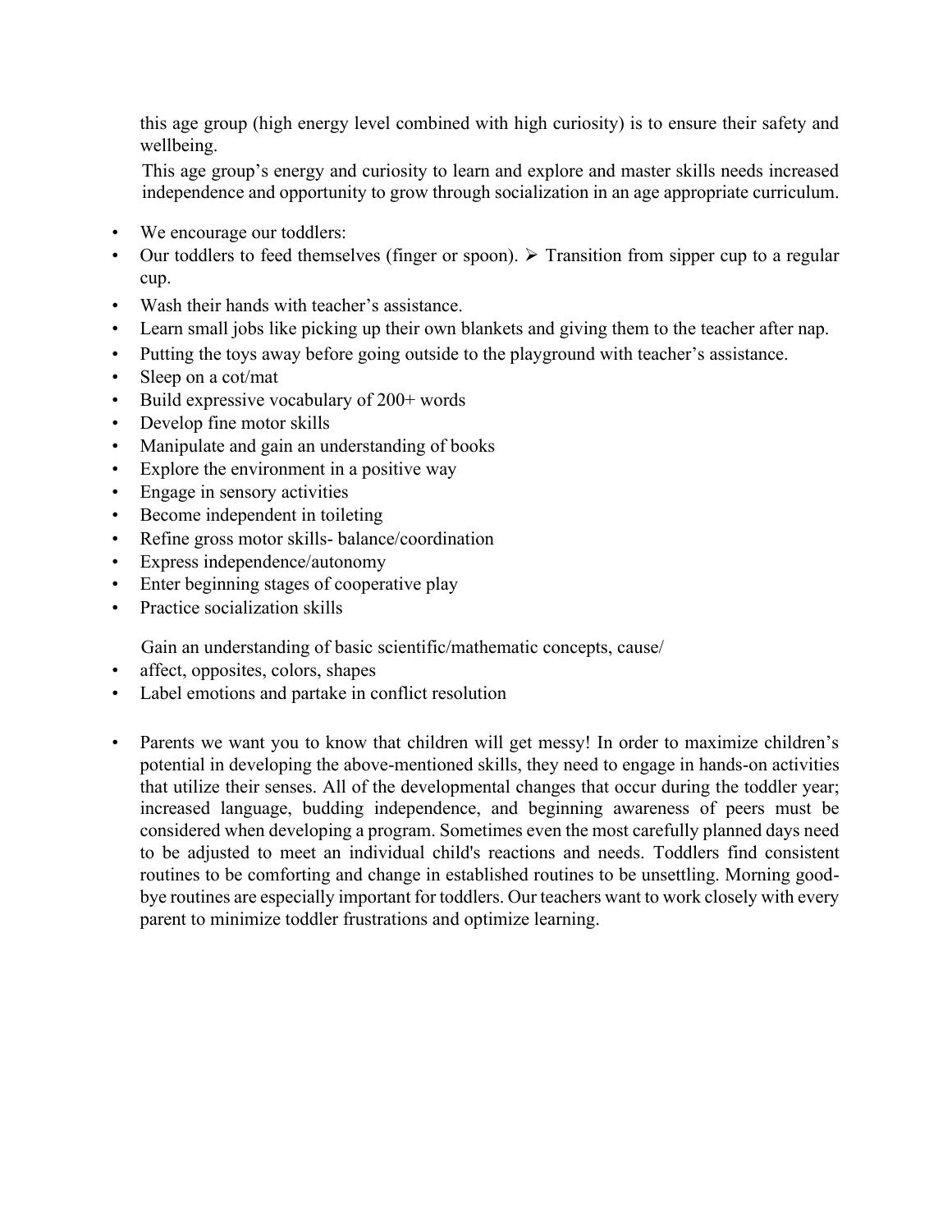this age group (high energy level combined with high curiosity) is to ensure their safety and wellbeing.

This age group's energy and curiosity to learn and explore and master skills needs increased independence and opportunity to grow through socialization in an age appropriate curriculum.

- We encourage our toddlers:
- Our toddlers to feed themselves (finger or spoon). ➢ Transition from sipper cup to a regular cup.
- Wash their hands with teacher's assistance.
- Learn small jobs like picking up their own blankets and giving them to the teacher after nap.
- Putting the toys away before going outside to the playground with teacher's assistance.
- Sleep on a cot/mat
- Build expressive vocabulary of 200+ words
- Develop fine motor skills
- Manipulate and gain an understanding of books
- Explore the environment in a positive way
- Engage in sensory activities
- Become independent in toileting
- Refine gross motor skills- balance/coordination
- Express independence/autonomy
- Enter beginning stages of cooperative play
- Practice socialization skills

Gain an understanding of basic scientific/mathematic concepts, cause/

- affect, opposites, colors, shapes
- Label emotions and partake in conflict resolution

- Parents we want you to know that children will get messy! In order to maximize children's potential in developing the above-mentioned skills, they need to engage in hands-on activities that utilize their senses. All of the developmental changes that occur during the toddler year; increased language, budding independence, and beginning awareness of peers must be considered when developing a program. Sometimes even the most carefully planned days need to be adjusted to meet an individual child's reactions and needs. Toddlers find consistent routines to be comforting and change in established routines to be unsettling. Morning good-bye routines are especially important for toddlers. Our teachers want to work closely with every parent to minimize toddler frustrations and optimize learning.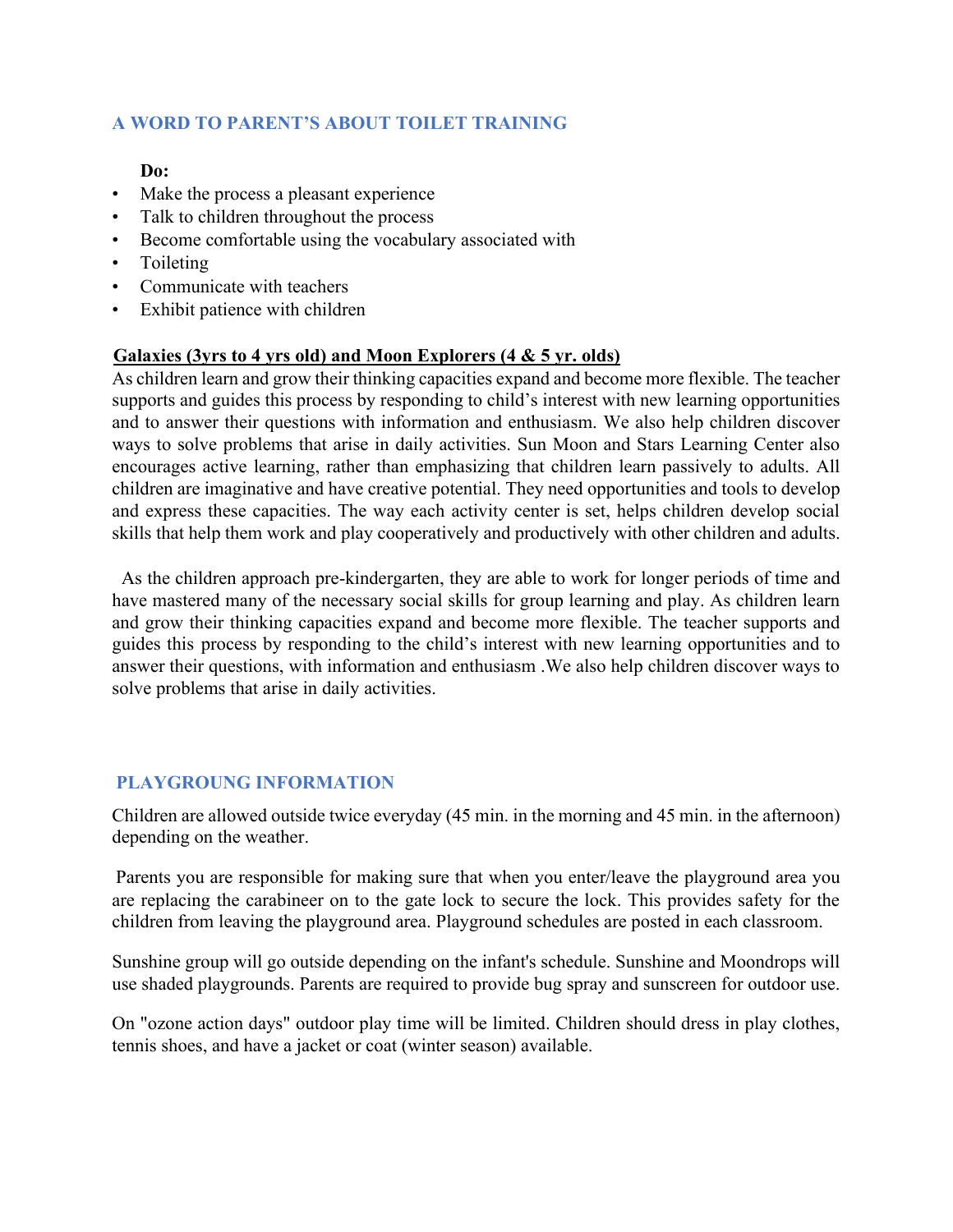## A WORD TO PARENT'S ABOUT TOILET TRAINING

**Do:**

- Make the process a pleasant experience
- Talk to children throughout the process
- Become comfortable using the vocabulary associated with
- Toileting
- Communicate with teachers
- Exhibit patience with children

**<u>Galaxies (3yrs to 4 yrs old) and Moon Explorers (4 & 5 yr. olds)</u>**

As children learn and grow their thinking capacities expand and become more flexible. The teacher supports and guides this process by responding to child's interest with new learning opportunities and to answer their questions with information and enthusiasm. We also help children discover ways to solve problems that arise in daily activities. Sun Moon and Stars Learning Center also encourages active learning, rather than emphasizing that children learn passively to adults. All children are imaginative and have creative potential. They need opportunities and tools to develop and express these capacities. The way each activity center is set, helps children develop social skills that help them work and play cooperatively and productively with other children and adults.

As the children approach pre-kindergarten, they are able to work for longer periods of time and have mastered many of the necessary social skills for group learning and play. As children learn and grow their thinking capacities expand and become more flexible. The teacher supports and guides this process by responding to the child's interest with new learning opportunities and to answer their questions, with information and enthusiasm .We also help children discover ways to solve problems that arise in daily activities.

## PLAYGROUNG INFORMATION

Children are allowed outside twice everyday (45 min. in the morning and 45 min. in the afternoon) depending on the weather.

Parents you are responsible for making sure that when you enter/leave the playground area you are replacing the carabineer on to the gate lock to secure the lock. This provides safety for the children from leaving the playground area. Playground schedules are posted in each classroom.

Sunshine group will go outside depending on the infant's schedule. Sunshine and Moondrops will use shaded playgrounds. Parents are required to provide bug spray and sunscreen for outdoor use.

On "ozone action days" outdoor play time will be limited. Children should dress in play clothes, tennis shoes, and have a jacket or coat (winter season) available.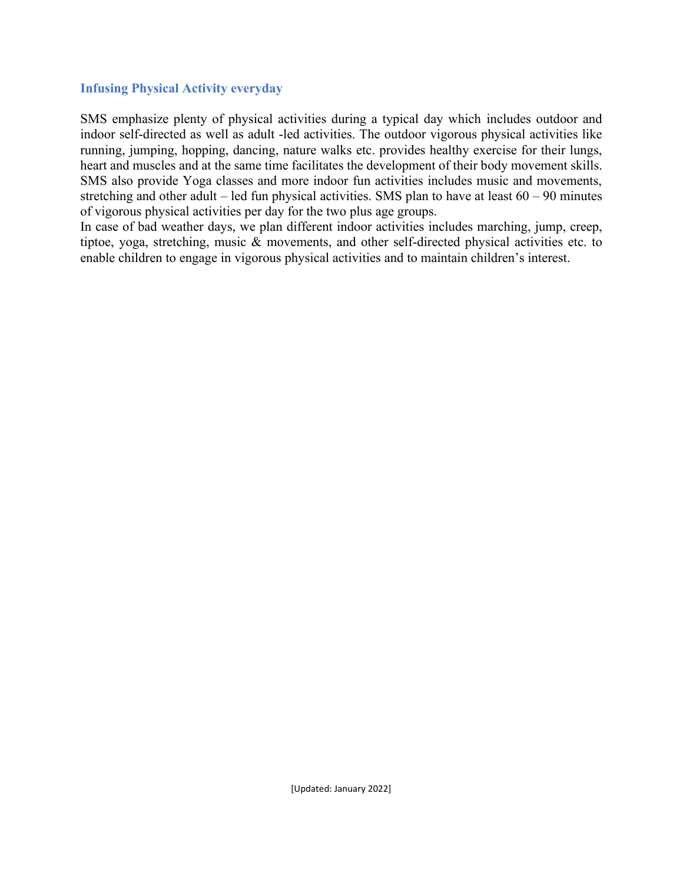## Infusing Physical Activity everyday

SMS emphasize plenty of physical activities during a typical day which includes outdoor and indoor self-directed as well as adult -led activities. The outdoor vigorous physical activities like running, jumping, hopping, dancing, nature walks etc. provides healthy exercise for their lungs, heart and muscles and at the same time facilitates the development of their body movement skills. SMS also provide Yoga classes and more indoor fun activities includes music and movements, stretching and other adult – led fun physical activities. SMS plan to have at least 60 – 90 minutes of vigorous physical activities per day for the two plus age groups.

In case of bad weather days, we plan different indoor activities includes marching, jump, creep, tiptoe, yoga, stretching, music & movements, and other self-directed physical activities etc. to enable children to engage in vigorous physical activities and to maintain children's interest.

[Updated: January 2022]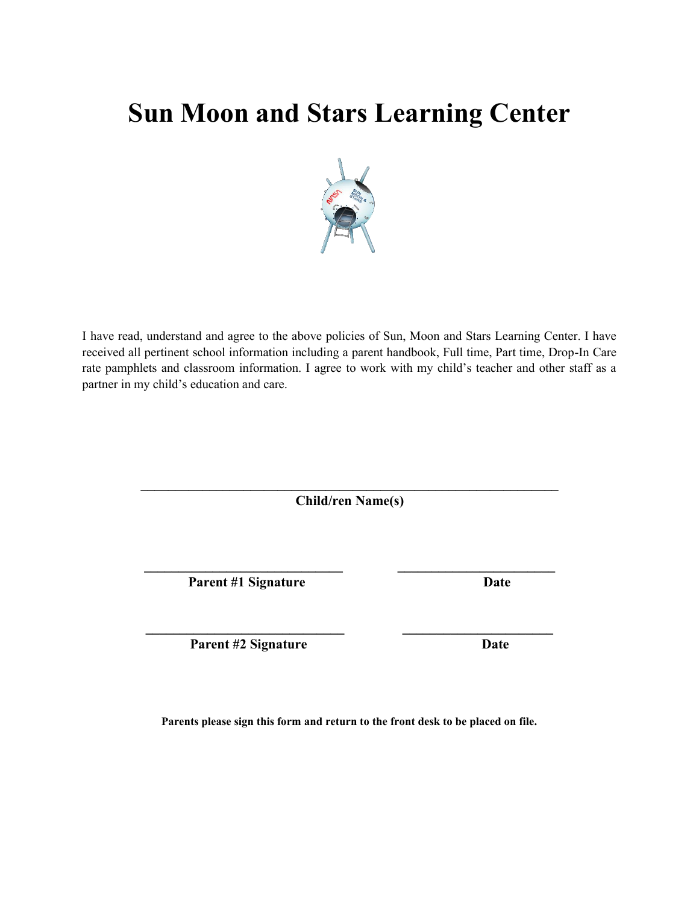# Sun Moon and Stars Learning Center

I have read, understand and agree to the above policies of Sun, Moon and Stars Learning Center. I have received all pertinent school information including a parent handbook, Full time, Part time, Drop-In Care rate pamphlets and classroom information. I agree to work with my child's teacher and other staff as a partner in my child's education and care.

______________________________________________________________

**Child/ren Name(s)**

______________________________ ________________________

**Parent #1 Signature** **Date**

______________________________ ________________________

**Parent #2 Signature** **Date**

**Parents please sign this form and return to the front desk to be placed on file.**